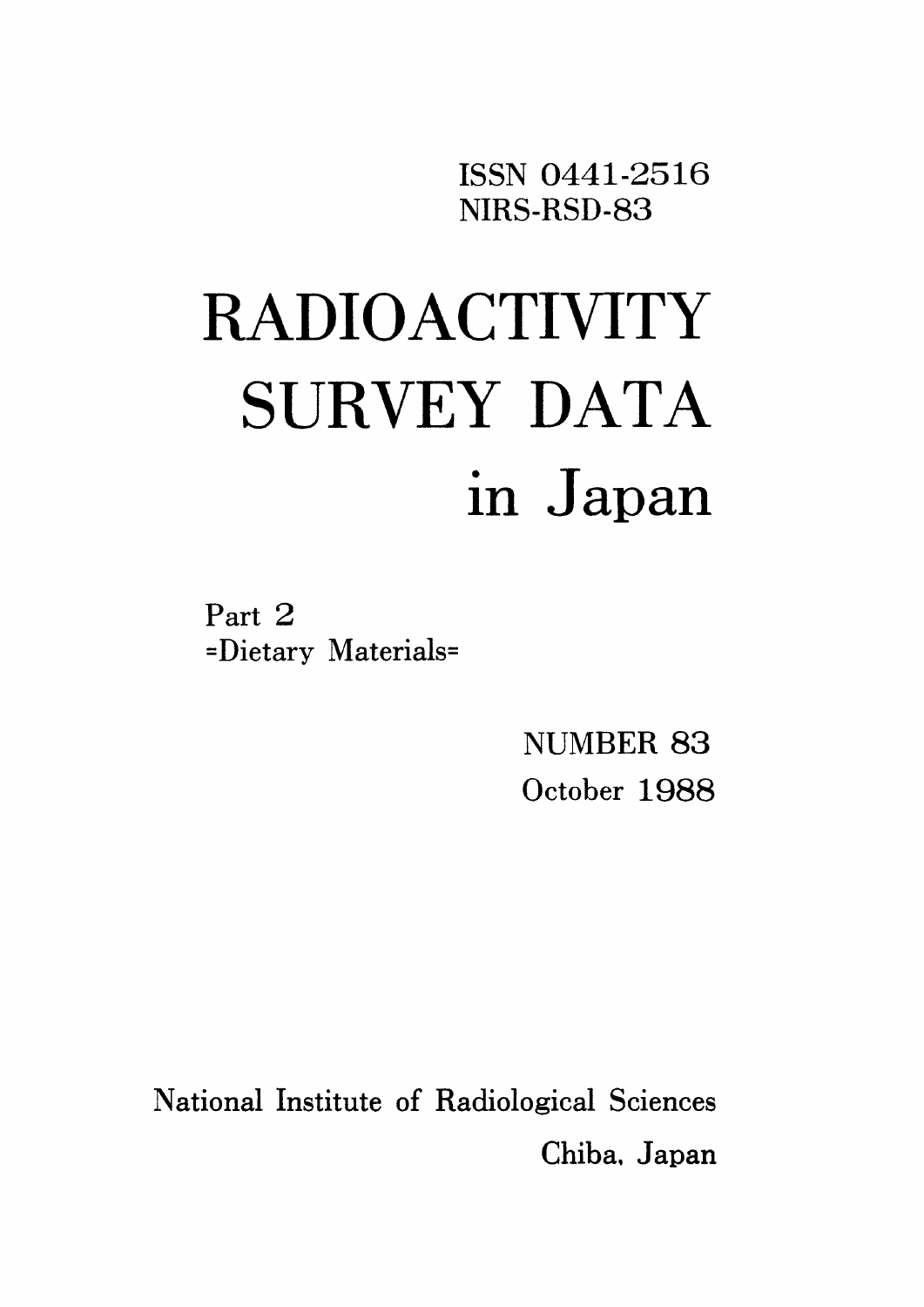ISSN 0441-2516
NIRS-RSD-83

# RADIOACTIVITY SURVEY DATA in Japan

Part 2
=Dietary Materials=

NUMBER 83
October 1988

National Institute of Radiological Sciences
Chiba, Japan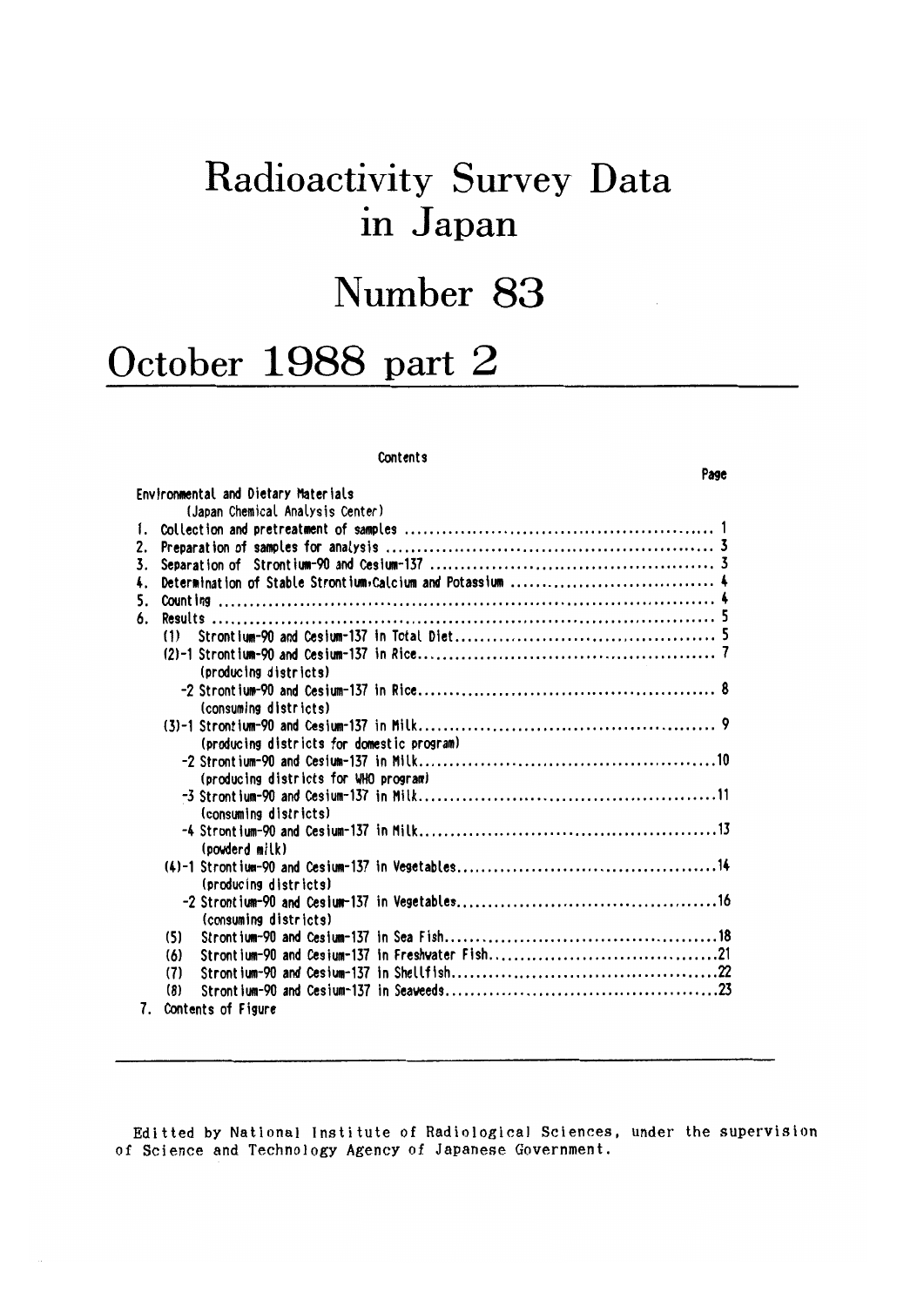# Radioactivity Survey Data in Japan

# Number 83

# October 1988 part 2

## Contents

Page

Environmental and Dietary Materials

(Japan Chemical Analysis Center)

1. Collection and pretreatment of samples .................................................. 1
2. Preparation of samples for analysis ..................................................... 3
3. Separation of Strontium-90 and Cesium-137 ............................................. 3
4. Determination of Stable Strontium,Calcium and Potassium ................................. 4
5. Counting ................................................................................ 4
6. Results ................................................................................. 5
   - (1) Strontium-90 and Cesium-137 in Total Diet.......................................... 5
   - (2)-1 Strontium-90 and Cesium-137 in Rice................................................ 7
     (producing districts)
   - -2 Strontium-90 and Cesium-137 in Rice................................................ 8
     (consuming districts)
   - (3)-1 Strontium-90 and Cesium-137 in Milk................................................ 9
     (producing districts for domestic program)
   - -2 Strontium-90 and Cesium-137 in Milk................................................10
     (producing districts for WHO program)
   - -3 Strontium-90 and Cesium-137 in Milk................................................11
     (consuming districts)
   - -4 Strontium-90 and Cesium-137 in Milk................................................13
     (powderd milk)
   - (4)-1 Strontium-90 and Cesium-137 in Vegetables..........................................14
     (producing districts)
   - -2 Strontium-90 and Cesium-137 in Vegetables..........................................16
     (consuming districts)
   - (5) Strontium-90 and Cesium-137 in Sea Fish............................................18
   - (6) Strontium-90 and Cesium-137 in Freshwater Fish.....................................21
   - (7) Strontium-90 and Cesium-137 in Shellfish...........................................22
   - (8) Strontium-90 and Cesium-137 in Seaweeds............................................23
7. Contents of Figure

---

Editted by National Institute of Radiological Sciences, under the supervision of Science and Technology Agency of Japanese Government.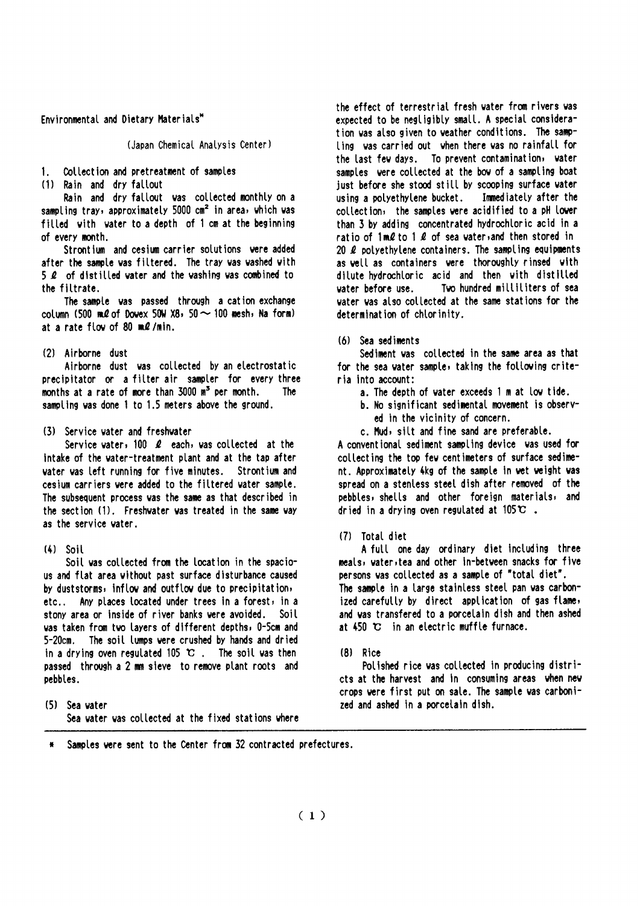Environmental and Dietary Materials*

(Japan Chemical Analysis Center)

## 1. Collection and pretreatment of samples

### (1) Rain and dry fallout

Rain and dry fallout was collected monthly on a sampling tray, approximately 5000 $cm^2$ in area, which was filled with water to a depth of 1 cm at the beginning of every month.

Strontium and cesium carrier solutions were added after the sample was filtered. The tray was washed with 5 ℓ of distilled water and the washing was combined to the filtrate.

The sample was passed through a cation exchange column (500 mℓ of Dowex 50W X8, 50 ~ 100 mesh, Na form) at a rate flow of 80 mℓ/min.

### (2) Airborne dust

Airborne dust was collected by an electrostatic precipitator or a filter air sampler for every three months at a rate of more than 3000 $m^3$ per month. The sampling was done 1 to 1.5 meters above the ground.

### (3) Service water and freshwater

Service water, 100 ℓ each, was collected at the intake of the water-treatment plant and at the tap after water was left running for five minutes. Strontium and cesium carriers were added to the filtered water sample. The subsequent process was the same as that described in the section (1). Freshwater was treated in the same way as the service water.

### (4) Soil

Soil was collected from the location in the spacious and flat area without past surface disturbance caused by duststorms, inflow and outflow due to precipitation, etc.. Any places located under trees in a forest, in a stony area or inside of river banks were avoided. Soil was taken from two layers of different depths, 0-5cm and 5-20cm. The soil lumps were crushed by hands and dried in a drying oven regulated 105 ℃. The soil was then passed through a 2 mm sieve to remove plant roots and pebbles.

### (5) Sea water

Sea water was collected at the fixed stations where the effect of terrestrial fresh water from rivers was expected to be negligibly small. A special consideration was also given to weather conditions. The sampling was carried out when there was no rainfall for the last few days. To prevent contamination, water samples were collected at the bow of a sampling boat just before she stood still by scooping surface water using a polyethylene bucket. Immediately after the collection, the samples were acidified to a pH lower than 3 by adding concentrated hydrochloric acid in a ratio of 1mℓ to 1 ℓ of sea water, and then stored in 20 ℓ polyethylene containers. The sampling equipments as well as containers were thoroughly rinsed with dilute hydrochloric acid and then with distilled water before use. Two hundred milliliters of sea water was also collected at the same stations for the determination of chlorinity.

### (6) Sea sediments

Sediment was collected in the same area as that for the sea water sample, taking the following criteria into account:

a. The depth of water exceeds 1 m at low tide.

b. No significant sedimental movement is observed in the vicinity of concern.

c. Mud, silt and fine sand are preferable.

A conventional sediment sampling device was used for collecting the top few centimeters of surface sediment. Approximately 4kg of the sample in wet weight was spread on a stenless steel dish after removed of the pebbles, shells and other foreign materials, and dried in a drying oven regulated at 105℃ .

### (7) Total diet

A full one day ordinary diet including three meals, water, tea and other in-between snacks for five persons was collected as a sample of "total diet". The sample in a large stainless steel pan was carbonized carefully by direct application of gas flame, and was transfered to a porcelain dish and then ashed at 450 ℃ in an electric muffle furnace.

### (8) Rice

Polished rice was collected in producing districts at the harvest and in consuming areas when new crops were first put on sale. The sample was carbonized and ashed in a porcelain dish.

---

\* Samples were sent to the Center from 32 contracted prefectures.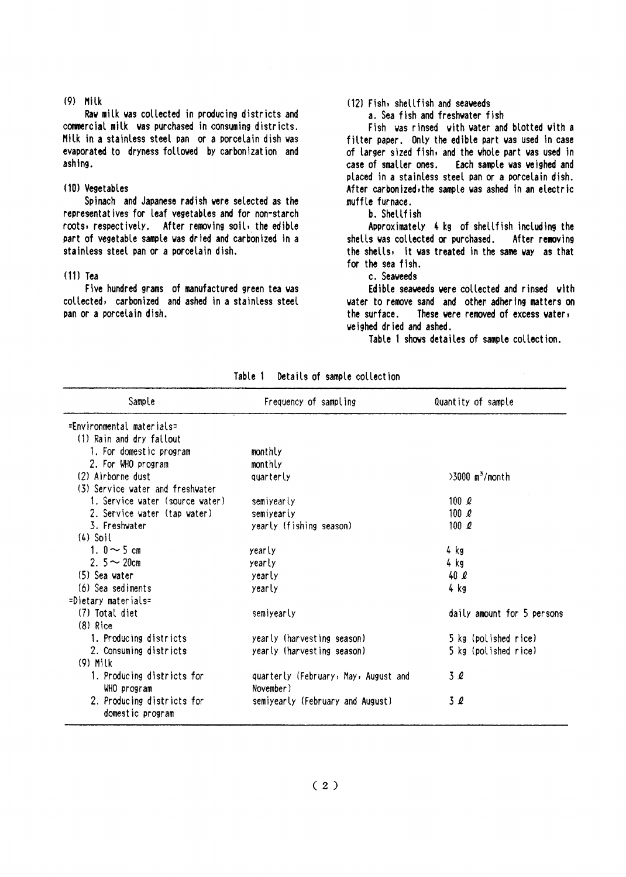(9) Milk

Raw milk was collected in producing districts and commercial milk was purchased in consuming districts. Milk in a stainless steel pan or a porcelain dish was evaporated to dryness followed by carbonization and ashing.

(10) Vegetables

Spinach and Japanese radish were selected as the representatives for leaf vegetables and for non-starch roots, respectively. After removing soil, the edible part of vegetable sample was dried and carbonized in a stainless steel pan or a porcelain dish.

(11) Tea

Five hundred grams of manufactured green tea was collected, carbonized and ashed in a stainless steel pan or a porcelain dish.

(12) Fish, shellfish and seaweeds

a. Sea fish and freshwater fish

Fish was rinsed with water and blotted with a filter paper. Only the edible part was used in case of larger sized fish, and the whole part was used in case of smaller ones. Each sample was weighed and placed in a stainless steel pan or a porcelain dish. After carbonized, the sample was ashed in an electric muffle furnace.

b. Shellfish

Approximately 4 kg of shellfish including the shells was collected or purchased. After removing the shells, it was treated in the same way as that for the sea fish.

c. Seaweeds

Edible seaweeds were collected and rinsed with water to remove sand and other adhering matters on the surface. These were removed of excess water, weighed dried and ashed.

Table 1 shows detailes of sample collection.

Table 1 Details of sample collection

| Sample | Frequency of sampling | Quantity of sample |
|---|---|---|
| =Environmental materials= | | |
| (1) Rain and dry fallout | | |
| 1. For domestic program | monthly | |
| 2. For WHO program | monthly | |
| (2) Airborne dust | quarterly | >3000 m$^3$/month |
| (3) Service water and freshwater | | |
| 1. Service water (source water) | semiyearly | 100 ℓ |
| 2. Service water (tap water) | semiyearly | 100 ℓ |
| 3. Freshwater | yearly (fishing season) | 100 ℓ |
| (4) Soil | | |
| 1. 0 ~ 5 cm | yearly | 4 kg |
| 2. 5 ~ 20cm | yearly | 4 kg |
| (5) Sea water | yearly | 40 ℓ |
| (6) Sea sediments | yearly | 4 kg |
| =Dietary materials= | | |
| (7) Total diet | semiyearly | daily amount for 5 persons |
| (8) Rice | | |
| 1. Producing districts | yearly (harvesting season) | 5 kg (polished rice) |
| 2. Consuming districts | yearly (harvesting season) | 5 kg (polished rice) |
| (9) Milk | | |
| 1. Producing districts for WHO program | quarterly (February, May, August and November) | 3 ℓ |
| 2. Producing districts for domestic program | semiyearly (February and August) | 3 ℓ |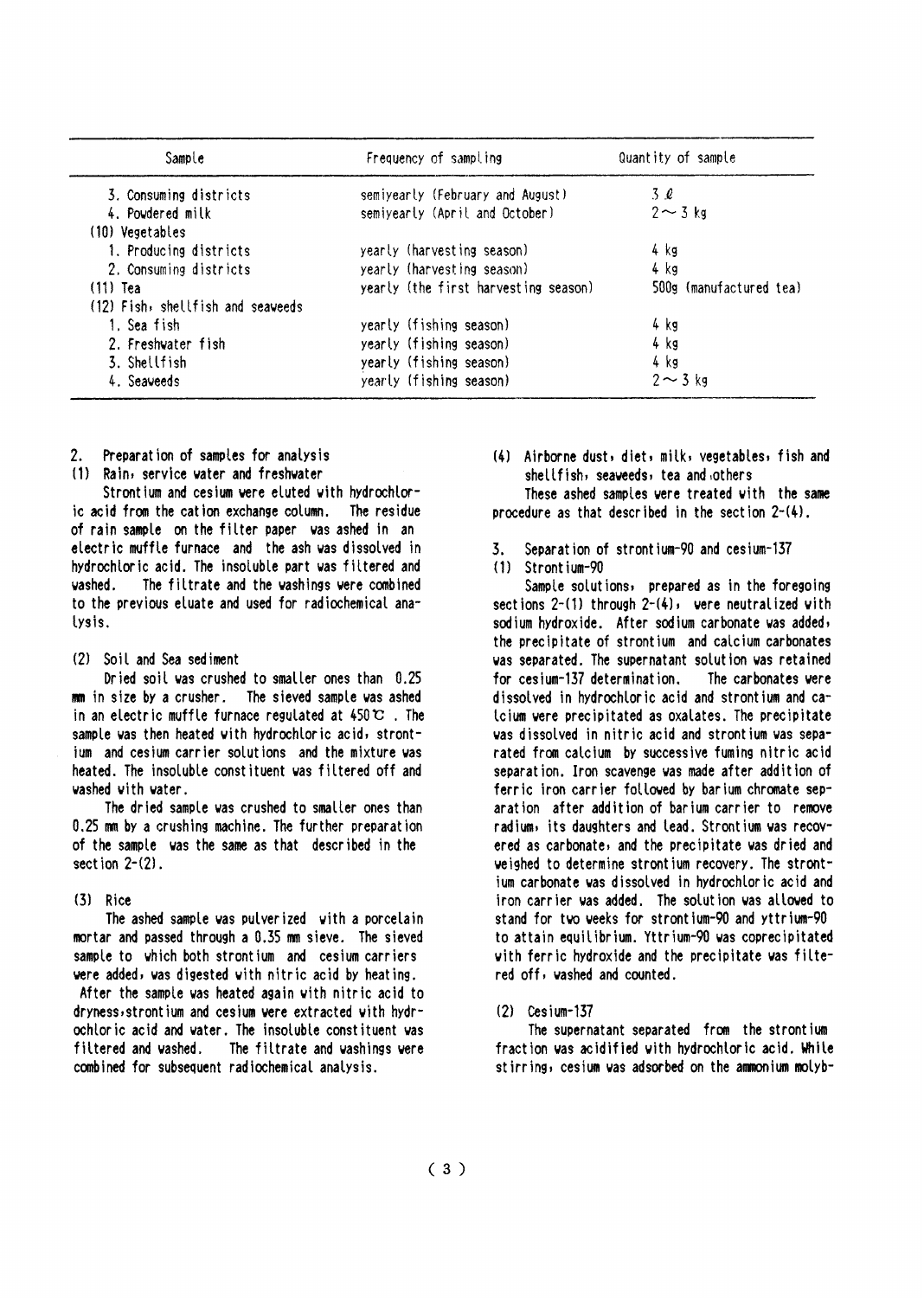| Sample | Frequency of sampling | Quantity of sample |
|---|---|---|
| 3. Consuming districts | semiyearly (February and August) | 3 ℓ |
| 4. Powdered milk | semiyearly (April and October) | 2 ～ 3 kg |
| (10) Vegetables | | |
| 1. Producing districts | yearly (harvesting season) | 4 kg |
| 2. Consuming districts | yearly (harvesting season) | 4 kg |
| (11) Tea | yearly (the first harvesting season) | 500g (manufactured tea) |
| (12) Fish, shellfish and seaweeds | | |
| 1. Sea fish | yearly (fishing season) | 4 kg |
| 2. Freshwater fish | yearly (fishing season) | 4 kg |
| 3. Shellfish | yearly (fishing season) | 4 kg |
| 4. Seaweeds | yearly (fishing season) | 2 ～ 3 kg |

## 2. Preparation of samples for analysis

### (1) Rain, service water and freshwater

Strontium and cesium were eluted with hydrochloric acid from the cation exchange column. The residue of rain sample on the filter paper was ashed in an electric muffle furnace and the ash was dissolved in hydrochloric acid. The insoluble part was filtered and washed. The filtrate and the washings were combined to the previous eluate and used for radiochemical analysis.

### (2) Soil and Sea sediment

Dried soil was crushed to smaller ones than 0.25 mm in size by a crusher. The sieved sample was ashed in an electric muffle furnace regulated at 450℃ . The sample was then heated with hydrochloric acid, strontium and cesium carrier solutions and the mixture was heated. The insoluble constituent was filtered off and washed with water.

The dried sample was crushed to smaller ones than 0.25 mm by a crushing machine. The further preparation of the sample was the same as that described in the section 2-(2).

### (3) Rice

The ashed sample was pulverized with a porcelain mortar and passed through a 0.35 mm sieve. The sieved sample to which both strontium and cesium carriers were added, was digested with nitric acid by heating. After the sample was heated again with nitric acid to dryness, strontium and cesium were extracted with hydrochloric acid and water. The insoluble constituent was filtered and washed. The filtrate and washings were combined for subsequent radiochemical analysis.

### (4) Airborne dust, diet, milk, vegetables, fish and shellfish, seaweeds, tea and others

These ashed samples were treated with the same procedure as that described in the section 2-(4).

## 3. Separation of strontium-90 and cesium-137

### (1) Strontium-90

Sample solutions, prepared as in the foregoing sections 2-(1) through 2-(4), were neutralized with sodium hydroxide. After sodium carbonate was added, the precipitate of strontium and calcium carbonates was separated. The supernatant solution was retained for cesium-137 determination. The carbonates were dissolved in hydrochloric acid and strontium and calcium were precipitated as oxalates. The precipitate was dissolved in nitric acid and strontium was separated from calcium by successive fuming nitric acid separation. Iron scavenge was made after addition of ferric iron carrier followed by barium chromate separation after addition of barium carrier to remove radium, its daughters and lead. Strontium was recovered as carbonate, and the precipitate was dried and weighed to determine strontium recovery. The strontium carbonate was dissolved in hydrochloric acid and iron carrier was added. The solution was allowed to stand for two weeks for strontium-90 and yttrium-90 to attain equilibrium. Yttrium-90 was coprecipitated with ferric hydroxide and the precipitate was filtered off, washed and counted.

### (2) Cesium-137

The supernatant separated from the strontium fraction was acidified with hydrochloric acid. While stirring, cesium was adsorbed on the ammonium molyb-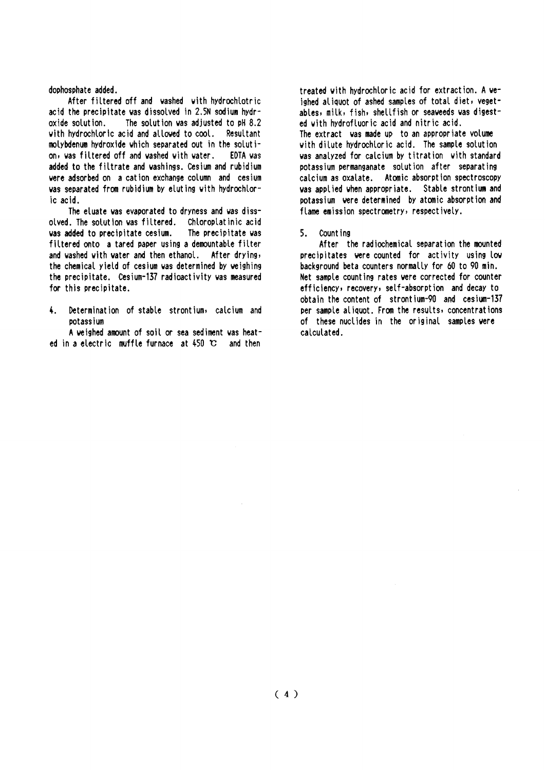dophosphate added.

After filtered off and washed with hydrochlotric acid the precipitate was dissolved in 2.5N sodium hydroxide solution. The solution was adjusted to pH 8.2 with hydrochloric acid and allowed to cool. Resultant molybdenum hydroxide which separated out in the solution, was filtered off and washed with water. EDTA was added to the filtrate and washings. Cesium and rubidium were adsorbed on a cation exchange column and cesium was separated from rubidium by eluting with hydrochloric acid.

The eluate was evaporated to dryness and was dissolved. The solution was filtered. Chloroplatinic acid was added to precipitate cesium. The precipitate was filtered onto a tared paper using a demountable filter and washed with water and then ethanol. After drying, the chemical yield of cesium was determined by weighing the precipitate. Cesium-137 radioactivity was measured for this precipitate.

### 4. Determination of stable strontium, calcium and potassium

A weighed amount of soil or sea sediment was heated in a electric muffle furnace at 450 ℃ and then treated with hydrochloric acid for extraction. A weighed aliquot of ashed samples of total diet, vegetables, milk, fish, shellfish or seaweeds was digested with hydrofluoric acid and nitric acid. The extract was made up to an appropriate volume with dilute hydrochloric acid. The sample solution was analyzed for calcium by titration with standard potassium permanganate solution after separating calcium as oxalate. Atomic absorption spectroscopy was applied when appropriate. Stable strontium and potassium were determined by atomic absorption and flame emission spectrometry, respectively.

### 5. Counting

After the radiochemical separation the mounted precipitates were counted for activity using low background beta counters normally for 60 to 90 min. Net sample counting rates were corrected for counter efficiency, recovery, self-absorption and decay to obtain the content of strontium-90 and cesium-137 per sample aliquot. From the results, concentrations of these nuclides in the original samples were calculated.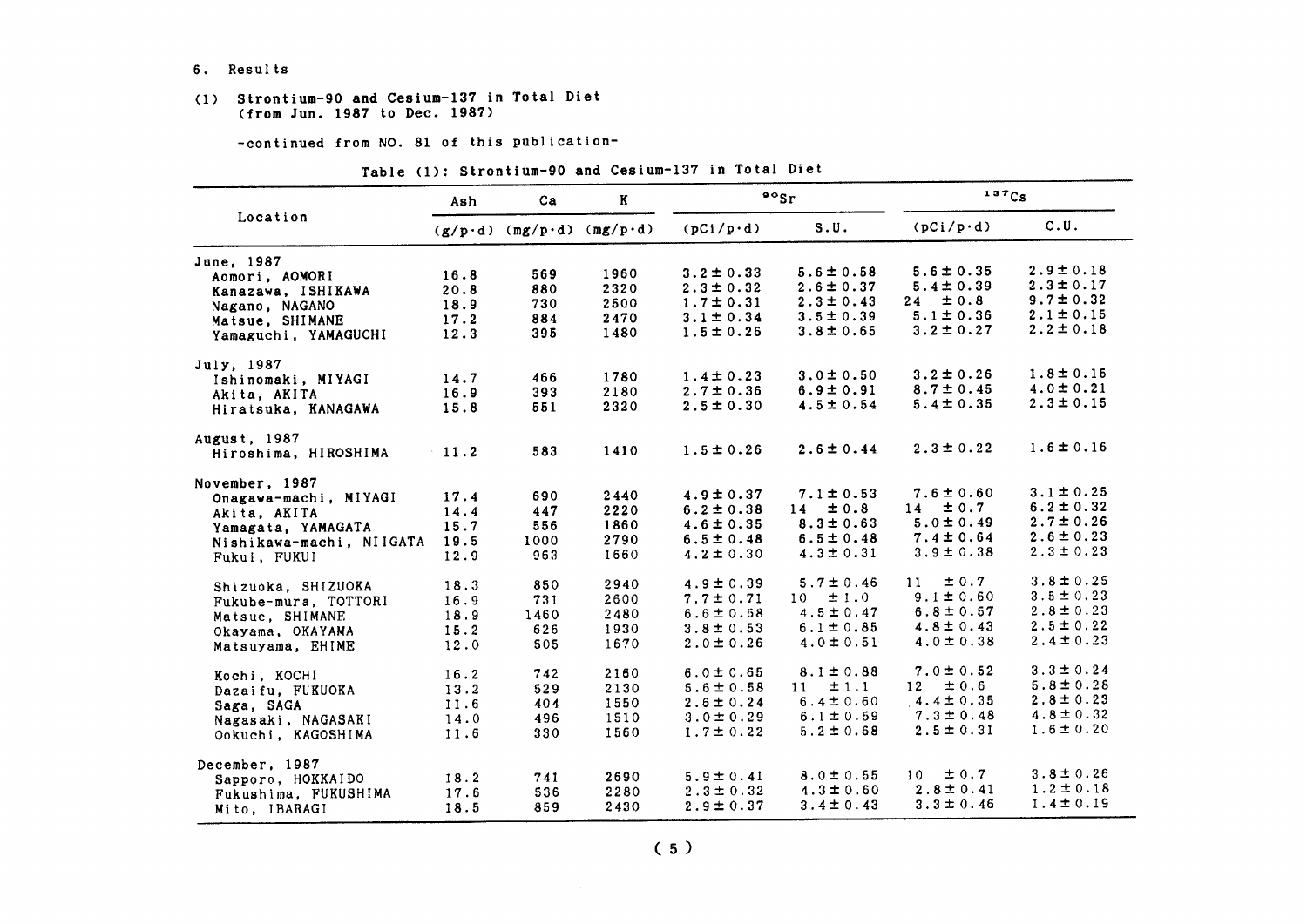6. Results

(1) Strontium-90 and Cesium-137 in Total Diet (from Jun. 1987 to Dec. 1987)

-continued from NO. 81 of this publication-

Table (1): Strontium-90 and Cesium-137 in Total Diet

| Location | Ash | Ca | K | $^{90}Sr$ | | $^{137}Cs$ | |
|---|---|---|---|---|---|---|---|
| | (g/p·d) | (mg/p·d) | (mg/p·d) | (pCi/p·d) | S.U. | (pCi/p·d) | C.U. |
| **June, 1987** | | | | | | | |
| Aomori, AOMORI | 16.8 | 569 | 1960 | 3.2 ± 0.33 | 5.6 ± 0.58 | 5.6 ± 0.35 | 2.9 ± 0.18 |
| Kanazawa, ISHIKAWA | 20.8 | 880 | 2320 | 2.3 ± 0.32 | 2.6 ± 0.37 | 5.4 ± 0.39 | 2.3 ± 0.17 |
| Nagano, NAGANO | 18.9 | 730 | 2500 | 1.7 ± 0.31 | 2.3 ± 0.43 | 24 ± 0.8 | 9.7 ± 0.32 |
| Matsue, SHIMANE | 17.2 | 884 | 2470 | 3.1 ± 0.34 | 3.5 ± 0.39 | 5.1 ± 0.36 | 2.1 ± 0.15 |
| Yamaguchi, YAMAGUCHI | 12.3 | 395 | 1480 | 1.5 ± 0.26 | 3.8 ± 0.65 | 3.2 ± 0.27 | 2.2 ± 0.18 |
| **July, 1987** | | | | | | | |
| Ishinomaki, MIYAGI | 14.7 | 466 | 1780 | 1.4 ± 0.23 | 3.0 ± 0.50 | 3.2 ± 0.26 | 1.8 ± 0.15 |
| Akita, AKITA | 16.9 | 393 | 2180 | 2.7 ± 0.36 | 6.9 ± 0.91 | 8.7 ± 0.45 | 4.0 ± 0.21 |
| Hiratsuka, KANAGAWA | 15.8 | 551 | 2320 | 2.5 ± 0.30 | 4.5 ± 0.54 | 5.4 ± 0.35 | 2.3 ± 0.15 |
| **August, 1987** | | | | | | | |
| Hiroshima, HIROSHIMA | 11.2 | 583 | 1410 | 1.5 ± 0.26 | 2.6 ± 0.44 | 2.3 ± 0.22 | 1.6 ± 0.16 |
| **November, 1987** | | | | | | | |
| Onagawa-machi, MIYAGI | 17.4 | 690 | 2440 | 4.9 ± 0.37 | 7.1 ± 0.53 | 7.6 ± 0.60 | 3.1 ± 0.25 |
| Akita, AKITA | 14.4 | 447 | 2220 | 6.2 ± 0.38 | 14 ± 0.8 | 14 ± 0.7 | 6.2 ± 0.32 |
| Yamagata, YAMAGATA | 15.7 | 556 | 1860 | 4.6 ± 0.35 | 8.3 ± 0.63 | 5.0 ± 0.49 | 2.7 ± 0.26 |
| Nishikawa-machi, NIIGATA | 19.5 | 1000 | 2790 | 6.5 ± 0.48 | 6.5 ± 0.48 | 7.4 ± 0.64 | 2.6 ± 0.23 |
| Fukui, FUKUI | 12.9 | 963 | 1660 | 4.2 ± 0.30 | 4.3 ± 0.31 | 3.9 ± 0.38 | 2.3 ± 0.23 |
| Shizuoka, SHIZUOKA | 18.3 | 850 | 2940 | 4.9 ± 0.39 | 5.7 ± 0.46 | 11 ± 0.7 | 3.8 ± 0.25 |
| Fukube-mura, TOTTORI | 16.9 | 731 | 2600 | 7.7 ± 0.71 | 10 ± 1.0 | 9.1 ± 0.60 | 3.5 ± 0.23 |
| Matsue, SHIMANE | 18.9 | 1460 | 2480 | 6.6 ± 0.68 | 4.5 ± 0.47 | 6.8 ± 0.57 | 2.8 ± 0.23 |
| Okayama, OKAYAMA | 15.2 | 626 | 1930 | 3.8 ± 0.53 | 6.1 ± 0.85 | 4.8 ± 0.43 | 2.5 ± 0.22 |
| Matsuyama, EHIME | 12.0 | 505 | 1670 | 2.0 ± 0.26 | 4.0 ± 0.51 | 4.0 ± 0.38 | 2.4 ± 0.23 |
| Kochi, KOCHI | 16.2 | 742 | 2160 | 6.0 ± 0.65 | 8.1 ± 0.88 | 7.0 ± 0.52 | 3.3 ± 0.24 |
| Dazaifu, FUKUOKA | 13.2 | 529 | 2130 | 5.6 ± 0.58 | 11 ± 1.1 | 12 ± 0.6 | 5.8 ± 0.28 |
| Saga, SAGA | 11.6 | 404 | 1550 | 2.6 ± 0.24 | 6.4 ± 0.60 | 4.4 ± 0.35 | 2.8 ± 0.23 |
| Nagasaki, NAGASAKI | 14.0 | 496 | 1510 | 3.0 ± 0.29 | 6.1 ± 0.59 | 7.3 ± 0.48 | 4.8 ± 0.32 |
| Ookuchi, KAGOSHIMA | 11.6 | 330 | 1560 | 1.7 ± 0.22 | 5.2 ± 0.68 | 2.5 ± 0.31 | 1.6 ± 0.20 |
| **December, 1987** | | | | | | | |
| Sapporo, HOKKAIDO | 18.2 | 741 | 2690 | 5.9 ± 0.41 | 8.0 ± 0.55 | 10 ± 0.7 | 3.8 ± 0.26 |
| Fukushima, FUKUSHIMA | 17.6 | 536 | 2280 | 2.3 ± 0.32 | 4.3 ± 0.60 | 2.8 ± 0.41 | 1.2 ± 0.18 |
| Mito, IBARAGI | 18.5 | 859 | 2430 | 2.9 ± 0.37 | 3.4 ± 0.43 | 3.3 ± 0.46 | 1.4 ± 0.19 |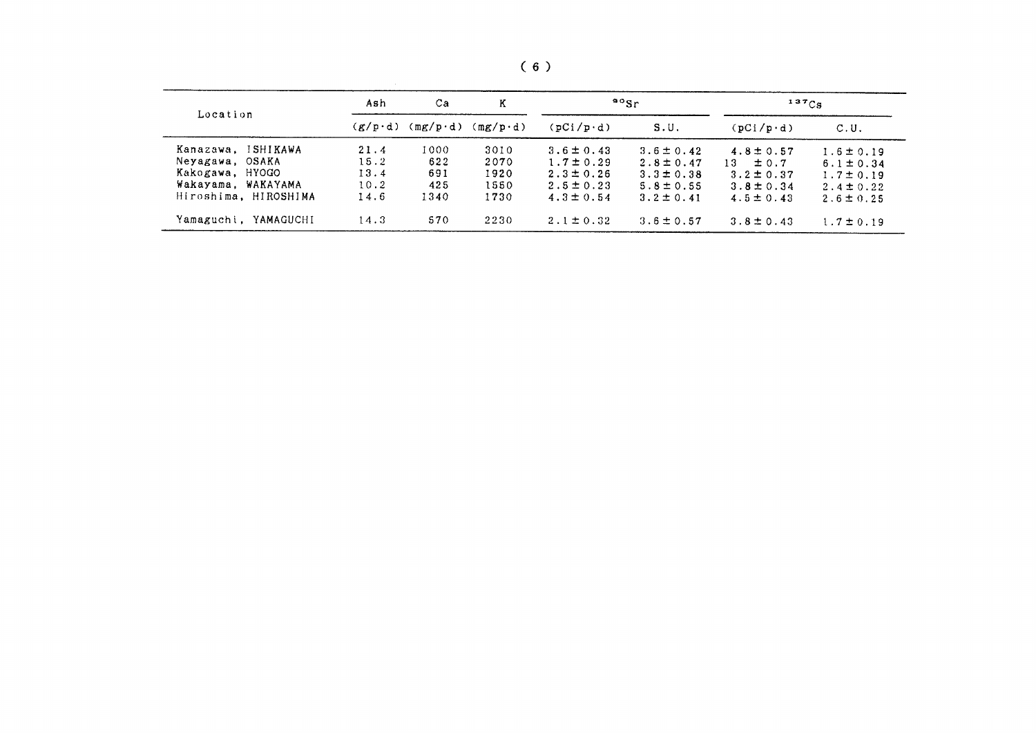| Location | Ash | Ca | K | $^{90}Sr$ | | $^{137}Cs$ | |
|---|---|---|---|---|---|---|---|
| | (g/p·d) | (mg/p·d) | (mg/p·d) | (pCi/p·d) | S.U. | (pCi/p·d) | C.U. |
| Kanazawa, ISHIKAWA | 21.4 | 1000 | 3010 | 3.6 ± 0.43 | 3.6 ± 0.42 | 4.8 ± 0.57 | 1.6 ± 0.19 |
| Neyagawa, OSAKA | 15.2 | 622 | 2070 | 1.7 ± 0.29 | 2.8 ± 0.47 | 13 ± 0.7 | 6.1 ± 0.34 |
| Kakogawa, HYOGO | 13.4 | 691 | 1920 | 2.3 ± 0.26 | 3.3 ± 0.38 | 3.2 ± 0.37 | 1.7 ± 0.19 |
| Wakayama, WAKAYAMA | 10.2 | 425 | 1550 | 2.5 ± 0.23 | 5.8 ± 0.55 | 3.8 ± 0.34 | 2.4 ± 0.22 |
| Hiroshima, HIROSHIMA | 14.6 | 1340 | 1730 | 4.3 ± 0.54 | 3.2 ± 0.41 | 4.5 ± 0.43 | 2.6 ± 0.25 |
| Yamaguchi, YAMAGUCHI | 14.3 | 570 | 2230 | 2.1 ± 0.32 | 3.6 ± 0.57 | 3.8 ± 0.43 | 1.7 ± 0.19 |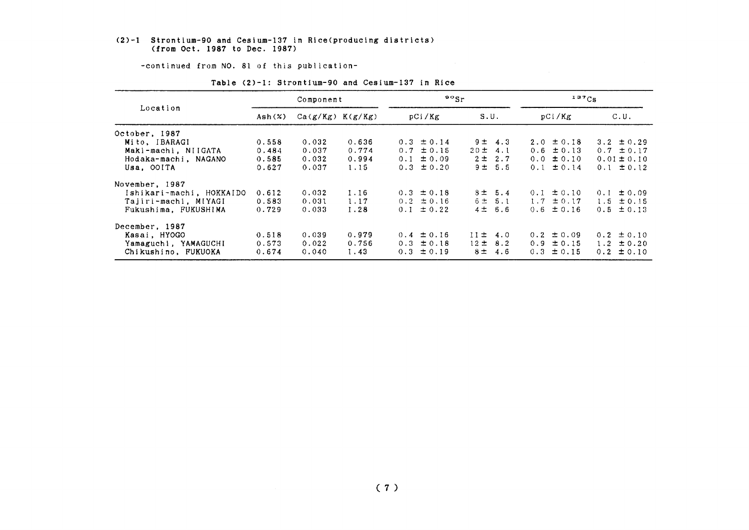(2)-1 Strontium-90 and Cesium-137 in Rice(producing districts)
(from Oct. 1987 to Dec. 1987)

-continued from NO. 81 of this publication-

Table (2)-1: Strontium-90 and Cesium-137 in Rice

| Location | Component | | | $^{90}Sr$ | | $^{137}Cs$ | |
|---|---|---|---|---|---|---|---|
| | Ash(%) | Ca(g/Kg) | K(g/Kg) | pCi/Kg | S.U. | pCi/Kg | C.U. |
| October, 1987 | | | | | | | |
| Mito, IBARAGI | 0.558 | 0.032 | 0.636 | 0.3 ±0.14 | 9± 4.3 | 2.0 ±0.18 | 3.2 ±0.29 |
| Maki-machi, NIIGATA | 0.484 | 0.037 | 0.774 | 0.7 ±0.15 | 20± 4.1 | 0.6 ±0.13 | 0.7 ±0.17 |
| Hodaka-machi, NAGANO | 0.585 | 0.032 | 0.994 | 0.1 ±0.09 | 2± 2.7 | 0.0 ±0.10 | 0.01±0.10 |
| Usa, OOITA | 0.627 | 0.037 | 1.15 | 0.3 ±0.20 | 9± 5.5 | 0.1 ±0.14 | 0.1 ±0.12 |
| November, 1987 | | | | | | | |
| Ishikari-machi, HOKKAIDO | 0.612 | 0.032 | 1.16 | 0.3 ±0.18 | 8± 5.4 | 0.1 ±0.10 | 0.1 ±0.09 |
| Tajiri-machi, MIYAGI | 0.583 | 0.031 | 1.17 | 0.2 ±0.16 | 6± 5.1 | 1.7 ±0.17 | 1.5 ±0.15 |
| Fukushima, FUKUSHIMA | 0.729 | 0.033 | 1.28 | 0.1 ±0.22 | 4± 6.6 | 0.6 ±0.16 | 0.5 ±0.13 |
| December, 1987 | | | | | | | |
| Kasai, HYOGO | 0.518 | 0.039 | 0.979 | 0.4 ±0.16 | 11± 4.0 | 0.2 ±0.09 | 0.2 ±0.10 |
| Yamaguchi, YAMAGUCHI | 0.573 | 0.022 | 0.756 | 0.3 ±0.18 | 12± 8.2 | 0.9 ±0.15 | 1.2 ±0.20 |
| Chikushino, FUKUOKA | 0.674 | 0.040 | 1.43 | 0.3 ±0.19 | 8± 4.6 | 0.3 ±0.15 | 0.2 ±0.10 |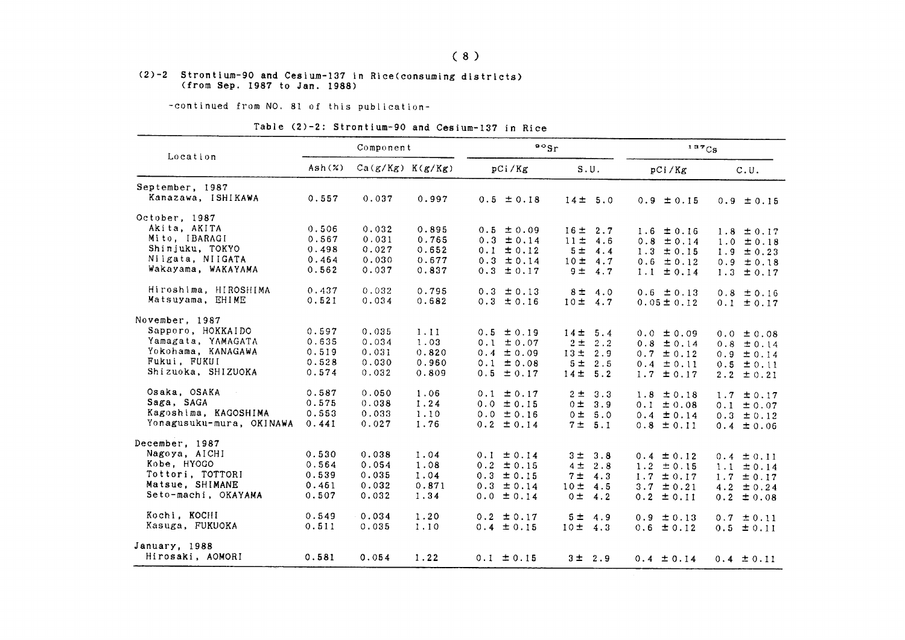## (2)-2 Strontium-90 and Cesium-137 in Rice(consuming districts) (from Sep. 1987 to Jan. 1988)

-continued from NO. 81 of this publication-

Table (2)-2: Strontium-90 and Cesium-137 in Rice

| Location | Component | | | $^{90}Sr$ | | $^{137}Cs$ | |
|---|---|---|---|---|---|---|---|
| | Ash(%) | Ca(g/Kg) | K(g/Kg) | pCi/Kg | S.U. | pCi/Kg | C.U. |
| September, 1987 | | | | | | | |
| Kanazawa, ISHIKAWA | 0.557 | 0.037 | 0.997 | 0.5 ±0.18 | 14± 5.0 | 0.9 ±0.15 | 0.9 ±0.15 |
| October, 1987 | | | | | | | |
| Akita, AKITA | 0.506 | 0.032 | 0.895 | 0.5 ±0.09 | 16± 2.7 | 1.6 ±0.16 | 1.8 ±0.17 |
| Mito, IBARAGI | 0.567 | 0.031 | 0.765 | 0.3 ±0.14 | 11± 4.6 | 0.8 ±0.14 | 1.0 ±0.18 |
| Shinjuku, TOKYO | 0.498 | 0.027 | 0.652 | 0.1 ±0.12 | 5± 4.4 | 1.3 ±0.15 | 1.9 ±0.23 |
| Niigata, NIIGATA | 0.464 | 0.030 | 0.677 | 0.3 ±0.14 | 10± 4.7 | 0.6 ±0.12 | 0.9 ±0.18 |
| Wakayama, WAKAYAMA | 0.562 | 0.037 | 0.837 | 0.3 ±0.17 | 9± 4.7 | 1.1 ±0.14 | 1.3 ±0.17 |
| Hiroshima, HIROSHIMA | 0.437 | 0.032 | 0.795 | 0.3 ±0.13 | 8± 4.0 | 0.6 ±0.13 | 0.8 ±0.16 |
| Matsuyama, EHIME | 0.521 | 0.034 | 0.682 | 0.3 ±0.16 | 10± 4.7 | 0.05±0.12 | 0.1 ±0.17 |
| November, 1987 | | | | | | | |
| Sapporo, HOKKAIDO | 0.597 | 0.035 | 1.11 | 0.5 ±0.19 | 14± 5.4 | 0.0 ±0.09 | 0.0 ±0.08 |
| Yamagata, YAMAGATA | 0.635 | 0.034 | 1.03 | 0.1 ±0.07 | 2± 2.2 | 0.8 ±0.14 | 0.8 ±0.14 |
| Yokohama, KANAGAWA | 0.519 | 0.031 | 0.820 | 0.4 ±0.09 | 13± 2.9 | 0.7 ±0.12 | 0.9 ±0.14 |
| Fukui, FUKUI | 0.528 | 0.030 | 0.960 | 0.1 ±0.08 | 5± 2.5 | 0.4 ±0.11 | 0.5 ±0.11 |
| Shizuoka, SHIZUOKA | 0.574 | 0.032 | 0.809 | 0.5 ±0.17 | 14± 5.2 | 1.7 ±0.17 | 2.2 ±0.21 |
| Osaka, OSAKA | 0.587 | 0.050 | 1.06 | 0.1 ±0.17 | 2± 3.3 | 1.8 ±0.18 | 1.7 ±0.17 |
| Saga, SAGA | 0.575 | 0.038 | 1.24 | 0.0 ±0.15 | 0± 3.9 | 0.1 ±0.08 | 0.1 ±0.07 |
| Kagoshima, KAGOSHIMA | 0.553 | 0.033 | 1.10 | 0.0 ±0.16 | 0± 5.0 | 0.4 ±0.14 | 0.3 ±0.12 |
| Yonagusuku-mura, OKINAWA | 0.441 | 0.027 | 1.76 | 0.2 ±0.14 | 7± 5.1 | 0.8 ±0.11 | 0.4 ±0.06 |
| December, 1987 | | | | | | | |
| Nagoya, AICHI | 0.530 | 0.038 | 1.04 | 0.1 ±0.14 | 3± 3.8 | 0.4 ±0.12 | 0.4 ±0.11 |
| Kobe, HYOGO | 0.564 | 0.054 | 1.08 | 0.2 ±0.15 | 4± 2.8 | 1.2 ±0.15 | 1.1 ±0.14 |
| Tottori, TOTTORI | 0.539 | 0.035 | 1.04 | 0.3 ±0.15 | 7± 4.3 | 1.7 ±0.17 | 1.7 ±0.17 |
| Matsue, SHIMANE | 0.461 | 0.032 | 0.871 | 0.3 ±0.14 | 10± 4.5 | 3.7 ±0.21 | 4.2 ±0.24 |
| Seto-machi, OKAYAMA | 0.507 | 0.032 | 1.34 | 0.0 ±0.14 | 0± 4.2 | 0.2 ±0.11 | 0.2 ±0.08 |
| Kochi, KOCHI | 0.549 | 0.034 | 1.20 | 0.2 ±0.17 | 5± 4.9 | 0.9 ±0.13 | 0.7 ±0.11 |
| Kasuga, FUKUOKA | 0.511 | 0.035 | 1.10 | 0.4 ±0.15 | 10± 4.3 | 0.6 ±0.12 | 0.5 ±0.11 |
| January, 1988 | | | | | | | |
| Hirosaki, AOMORI | 0.581 | 0.054 | 1.22 | 0.1 ±0.15 | 3± 2.9 | 0.4 ±0.14 | 0.4 ±0.11 |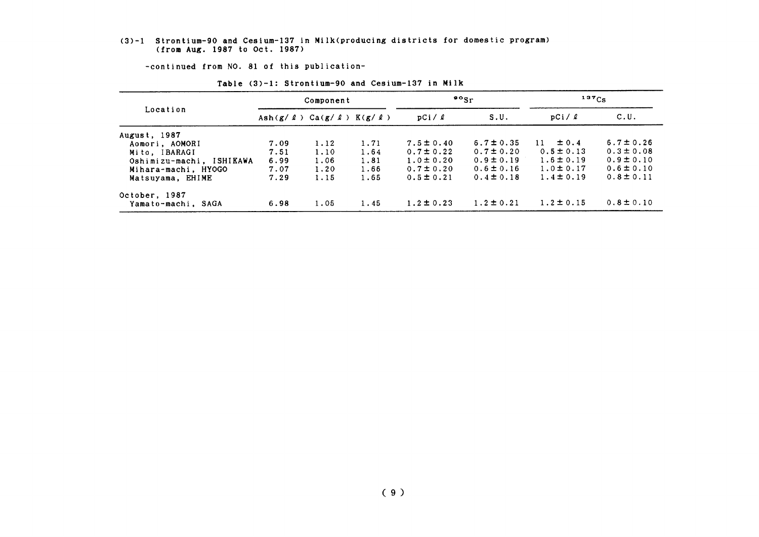(3)-1 Strontium-90 and Cesium-137 in Milk(producing districts for domestic program) (from Aug. 1987 to Oct. 1987)

-continued from NO. 81 of this publication-

Table (3)-1: Strontium-90 and Cesium-137 in Milk

| Location | Component | | | $^{90}Sr$ | | $^{137}Cs$ | |
|---|---|---|---|---|---|---|---|
| | Ash(g/ℓ) | Ca(g/ℓ) | K(g/ℓ) | pCi/ℓ | S.U. | pCi/ℓ | C.U. |
| August, 1987 | | | | | | | |
| Aomori, AOMORI | 7.09 | 1.12 | 1.71 | 7.5±0.40 | 6.7±0.35 | 11 ±0.4 | 6.7±0.26 |
| Mito, IBARAGI | 7.51 | 1.10 | 1.64 | 0.7±0.22 | 0.7±0.20 | 0.5±0.13 | 0.3±0.08 |
| Oshimizu-machi, ISHIKAWA | 6.99 | 1.06 | 1.81 | 1.0±0.20 | 0.9±0.19 | 1.6±0.19 | 0.9±0.10 |
| Mihara-machi, HYOGO | 7.07 | 1.20 | 1.66 | 0.7±0.20 | 0.6±0.16 | 1.0±0.17 | 0.6±0.10 |
| Matsuyama, EHIME | 7.29 | 1.15 | 1.65 | 0.5±0.21 | 0.4±0.18 | 1.4±0.19 | 0.8±0.11 |
| October, 1987 | | | | | | | |
| Yamato-machi, SAGA | 6.98 | 1.05 | 1.45 | 1.2±0.23 | 1.2±0.21 | 1.2±0.15 | 0.8±0.10 |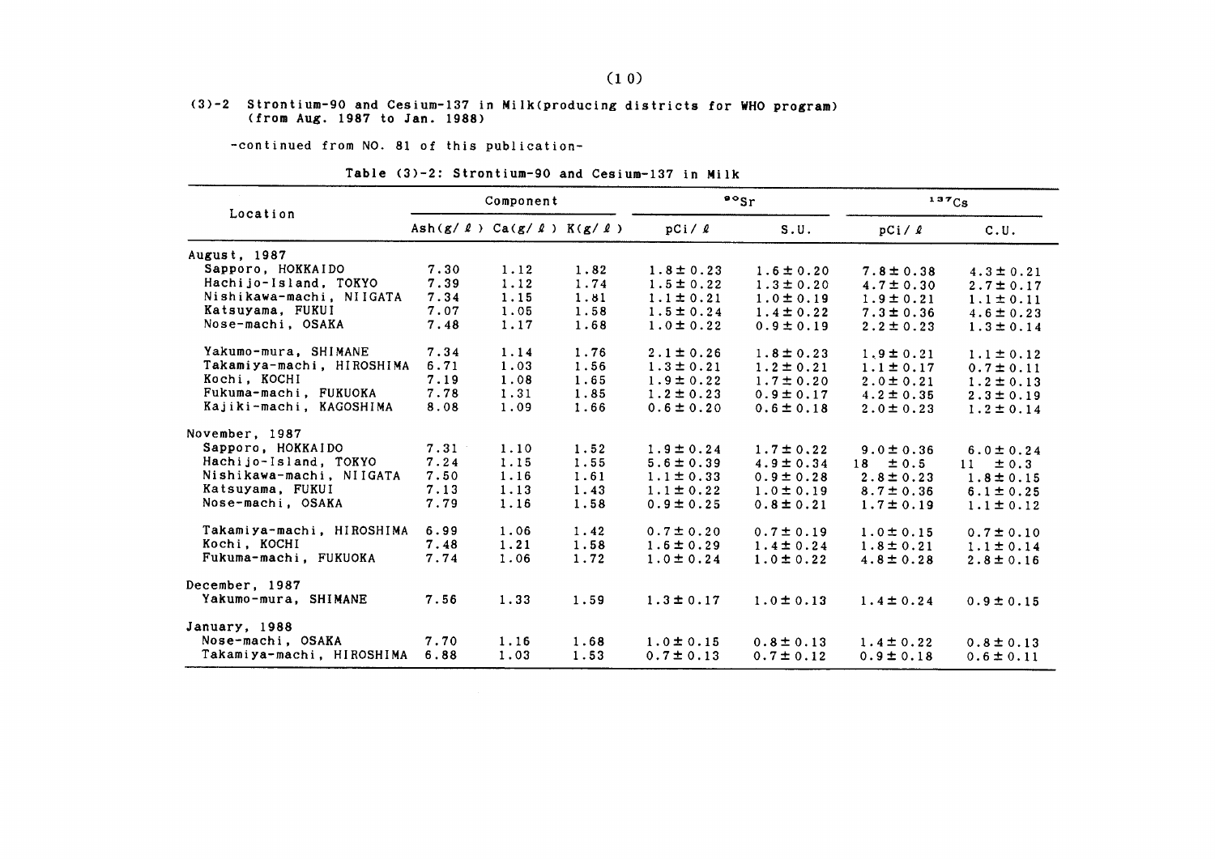### (3)-2 Strontium-90 and Cesium-137 in Milk(producing districts for WHO program) (from Aug. 1987 to Jan. 1988)

-continued from NO. 81 of this publication-

Table (3)-2: Strontium-90 and Cesium-137 in Milk

| Location | Component | | | $^{90}Sr$ | | $^{137}Cs$ | |
|---|---|---|---|---|---|---|---|
| | Ash(g/ℓ) | Ca(g/ℓ) | K(g/ℓ) | pCi/ℓ | S.U. | pCi/ℓ | C.U. |
| **August, 1987** | | | | | | | |
| Sapporo, HOKKAIDO | 7.30 | 1.12 | 1.82 | 1.8±0.23 | 1.6±0.20 | 7.8±0.38 | 4.3±0.21 |
| Hachijo-Island, TOKYO | 7.39 | 1.12 | 1.74 | 1.5±0.22 | 1.3±0.20 | 4.7±0.30 | 2.7±0.17 |
| Nishikawa-machi, NIIGATA | 7.34 | 1.15 | 1.81 | 1.1±0.21 | 1.0±0.19 | 1.9±0.21 | 1.1±0.11 |
| Katsuyama, FUKUI | 7.07 | 1.05 | 1.58 | 1.5±0.24 | 1.4±0.22 | 7.3±0.36 | 4.6±0.23 |
| Nose-machi, OSAKA | 7.48 | 1.17 | 1.68 | 1.0±0.22 | 0.9±0.19 | 2.2±0.23 | 1.3±0.14 |
| Yakumo-mura, SHIMANE | 7.34 | 1.14 | 1.76 | 2.1±0.26 | 1.8±0.23 | 1.9±0.21 | 1.1±0.12 |
| Takamiya-machi, HIROSHIMA | 6.71 | 1.03 | 1.56 | 1.3±0.21 | 1.2±0.21 | 1.1±0.17 | 0.7±0.11 |
| Kochi, KOCHI | 7.19 | 1.08 | 1.65 | 1.9±0.22 | 1.7±0.20 | 2.0±0.21 | 1.2±0.13 |
| Fukuma-machi, FUKUOKA | 7.78 | 1.31 | 1.85 | 1.2±0.23 | 0.9±0.17 | 4.2±0.35 | 2.3±0.19 |
| Kajiki-machi, KAGOSHIMA | 8.08 | 1.09 | 1.66 | 0.6±0.20 | 0.6±0.18 | 2.0±0.23 | 1.2±0.14 |
| **November, 1987** | | | | | | | |
| Sapporo, HOKKAIDO | 7.31 | 1.10 | 1.52 | 1.9±0.24 | 1.7±0.22 | 9.0±0.36 | 6.0±0.24 |
| Hachijo-Island, TOKYO | 7.24 | 1.15 | 1.55 | 5.6±0.39 | 4.9±0.34 | 18 ±0.5 | 11 ±0.3 |
| Nishikawa-machi, NIIGATA | 7.50 | 1.16 | 1.61 | 1.1±0.33 | 0.9±0.28 | 2.8±0.23 | 1.8±0.15 |
| Katsuyama, FUKUI | 7.13 | 1.13 | 1.43 | 1.1±0.22 | 1.0±0.19 | 8.7±0.36 | 6.1±0.25 |
| Nose-machi, OSAKA | 7.79 | 1.16 | 1.58 | 0.9±0.25 | 0.8±0.21 | 1.7±0.19 | 1.1±0.12 |
| Takamiya-machi, HIROSHIMA | 6.99 | 1.06 | 1.42 | 0.7±0.20 | 0.7±0.19 | 1.0±0.15 | 0.7±0.10 |
| Kochi, KOCHI | 7.48 | 1.21 | 1.58 | 1.6±0.29 | 1.4±0.24 | 1.8±0.21 | 1.1±0.14 |
| Fukuma-machi, FUKUOKA | 7.74 | 1.06 | 1.72 | 1.0±0.24 | 1.0±0.22 | 4.8±0.28 | 2.8±0.16 |
| **December, 1987** | | | | | | | |
| Yakumo-mura, SHIMANE | 7.56 | 1.33 | 1.59 | 1.3±0.17 | 1.0±0.13 | 1.4±0.24 | 0.9±0.15 |
| **January, 1988** | | | | | | | |
| Nose-machi, OSAKA | 7.70 | 1.16 | 1.68 | 1.0±0.15 | 0.8±0.13 | 1.4±0.22 | 0.8±0.13 |
| Takamiya-machi, HIROSHIMA | 6.88 | 1.03 | 1.53 | 0.7±0.13 | 0.7±0.12 | 0.9±0.18 | 0.6±0.11 |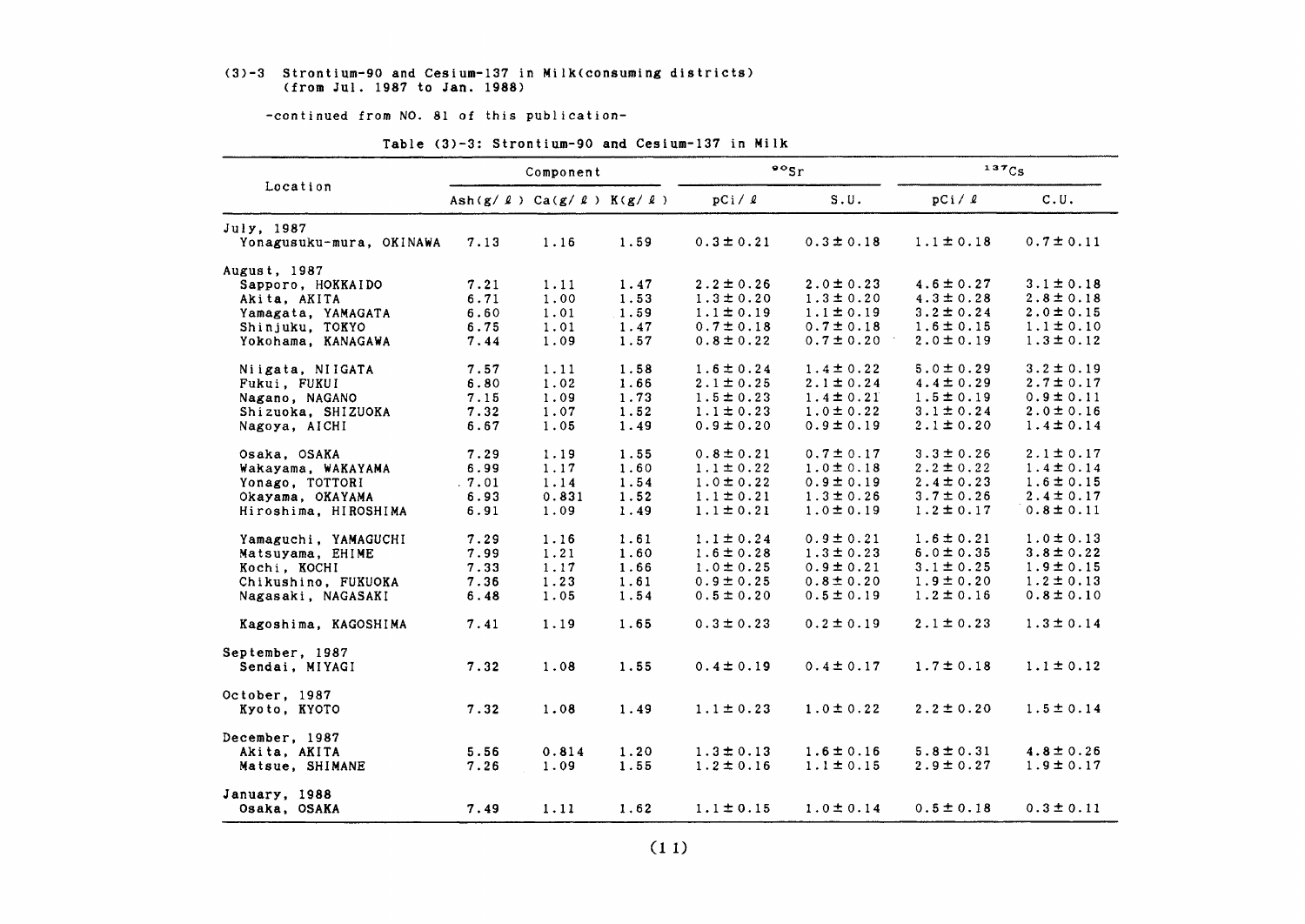# (3)-3 Strontium-90 and Cesium-137 in Milk(consuming districts) (from Jul. 1987 to Jan. 1988)

-continued from NO. 81 of this publication-

Table (3)-3: Strontium-90 and Cesium-137 in Milk

| Location | Component | | | $^{90}Sr$ | | $^{137}Cs$ | |
|---|---|---|---|---|---|---|---|
| | Ash(g/ℓ) | Ca(g/ℓ) | K(g/ℓ) | pCi/ℓ | S.U. | pCi/ℓ | C.U. |
| **July, 1987** | | | | | | | |
| Yonagusuku-mura, OKINAWA | 7.13 | 1.16 | 1.59 | 0.3±0.21 | 0.3±0.18 | 1.1±0.18 | 0.7±0.11 |
| **August, 1987** | | | | | | | |
| Sapporo, HOKKAIDO | 7.21 | 1.11 | 1.47 | 2.2±0.26 | 2.0±0.23 | 4.6±0.27 | 3.1±0.18 |
| Akita, AKITA | 6.71 | 1.00 | 1.53 | 1.3±0.20 | 1.3±0.20 | 4.3±0.28 | 2.8±0.18 |
| Yamagata, YAMAGATA | 6.60 | 1.01 | 1.59 | 1.1±0.19 | 1.1±0.19 | 3.2±0.24 | 2.0±0.15 |
| Shinjuku, TOKYO | 6.75 | 1.01 | 1.47 | 0.7±0.18 | 0.7±0.18 | 1.6±0.15 | 1.1±0.10 |
| Yokohama, KANAGAWA | 7.44 | 1.09 | 1.57 | 0.8±0.22 | 0.7±0.20 | 2.0±0.19 | 1.3±0.12 |
| Niigata, NIIGATA | 7.57 | 1.11 | 1.58 | 1.6±0.24 | 1.4±0.22 | 5.0±0.29 | 3.2±0.19 |
| Fukui, FUKUI | 6.80 | 1.02 | 1.66 | 2.1±0.25 | 2.1±0.24 | 4.4±0.29 | 2.7±0.17 |
| Nagano, NAGANO | 7.15 | 1.09 | 1.73 | 1.5±0.23 | 1.4±0.21 | 1.5±0.19 | 0.9±0.11 |
| Shizuoka, SHIZUOKA | 7.32 | 1.07 | 1.52 | 1.1±0.23 | 1.0±0.22 | 3.1±0.24 | 2.0±0.16 |
| Nagoya, AICHI | 6.67 | 1.05 | 1.49 | 0.9±0.20 | 0.9±0.19 | 2.1±0.20 | 1.4±0.14 |
| Osaka, OSAKA | 7.29 | 1.19 | 1.55 | 0.8±0.21 | 0.7±0.17 | 3.3±0.26 | 2.1±0.17 |
| Wakayama, WAKAYAMA | 6.99 | 1.17 | 1.60 | 1.1±0.22 | 1.0±0.18 | 2.2±0.22 | 1.4±0.14 |
| Yonago, TOTTORI | 7.01 | 1.14 | 1.54 | 1.0±0.22 | 0.9±0.19 | 2.4±0.23 | 1.6±0.15 |
| Okayama, OKAYAMA | 6.93 | 0.831 | 1.52 | 1.1±0.21 | 1.3±0.26 | 3.7±0.26 | 2.4±0.17 |
| Hiroshima, HIROSHIMA | 6.91 | 1.09 | 1.49 | 1.1±0.21 | 1.0±0.19 | 1.2±0.17 | 0.8±0.11 |
| Yamaguchi, YAMAGUCHI | 7.29 | 1.16 | 1.61 | 1.1±0.24 | 0.9±0.21 | 1.6±0.21 | 1.0±0.13 |
| Matsuyama, EHIME | 7.99 | 1.21 | 1.60 | 1.6±0.28 | 1.3±0.23 | 6.0±0.35 | 3.8±0.22 |
| Kochi, KOCHI | 7.33 | 1.17 | 1.66 | 1.0±0.25 | 0.9±0.21 | 3.1±0.25 | 1.9±0.15 |
| Chikushino, FUKUOKA | 7.36 | 1.23 | 1.61 | 0.9±0.25 | 0.8±0.20 | 1.9±0.20 | 1.2±0.13 |
| Nagasaki, NAGASAKI | 6.48 | 1.05 | 1.54 | 0.5±0.20 | 0.5±0.19 | 1.2±0.16 | 0.8±0.10 |
| Kagoshima, KAGOSHIMA | 7.41 | 1.19 | 1.65 | 0.3±0.23 | 0.2±0.19 | 2.1±0.23 | 1.3±0.14 |
| **September, 1987** | | | | | | | |
| Sendai, MIYAGI | 7.32 | 1.08 | 1.55 | 0.4±0.19 | 0.4±0.17 | 1.7±0.18 | 1.1±0.12 |
| **October, 1987** | | | | | | | |
| Kyoto, KYOTO | 7.32 | 1.08 | 1.49 | 1.1±0.23 | 1.0±0.22 | 2.2±0.20 | 1.5±0.14 |
| **December, 1987** | | | | | | | |
| Akita, AKITA | 5.56 | 0.814 | 1.20 | 1.3±0.13 | 1.6±0.16 | 5.8±0.31 | 4.8±0.26 |
| Matsue, SHIMANE | 7.26 | 1.09 | 1.55 | 1.2±0.16 | 1.1±0.15 | 2.9±0.27 | 1.9±0.17 |
| **January, 1988** | | | | | | | |
| Osaka, OSAKA | 7.49 | 1.11 | 1.62 | 1.1±0.15 | 1.0±0.14 | 0.5±0.18 | 0.3±0.11 |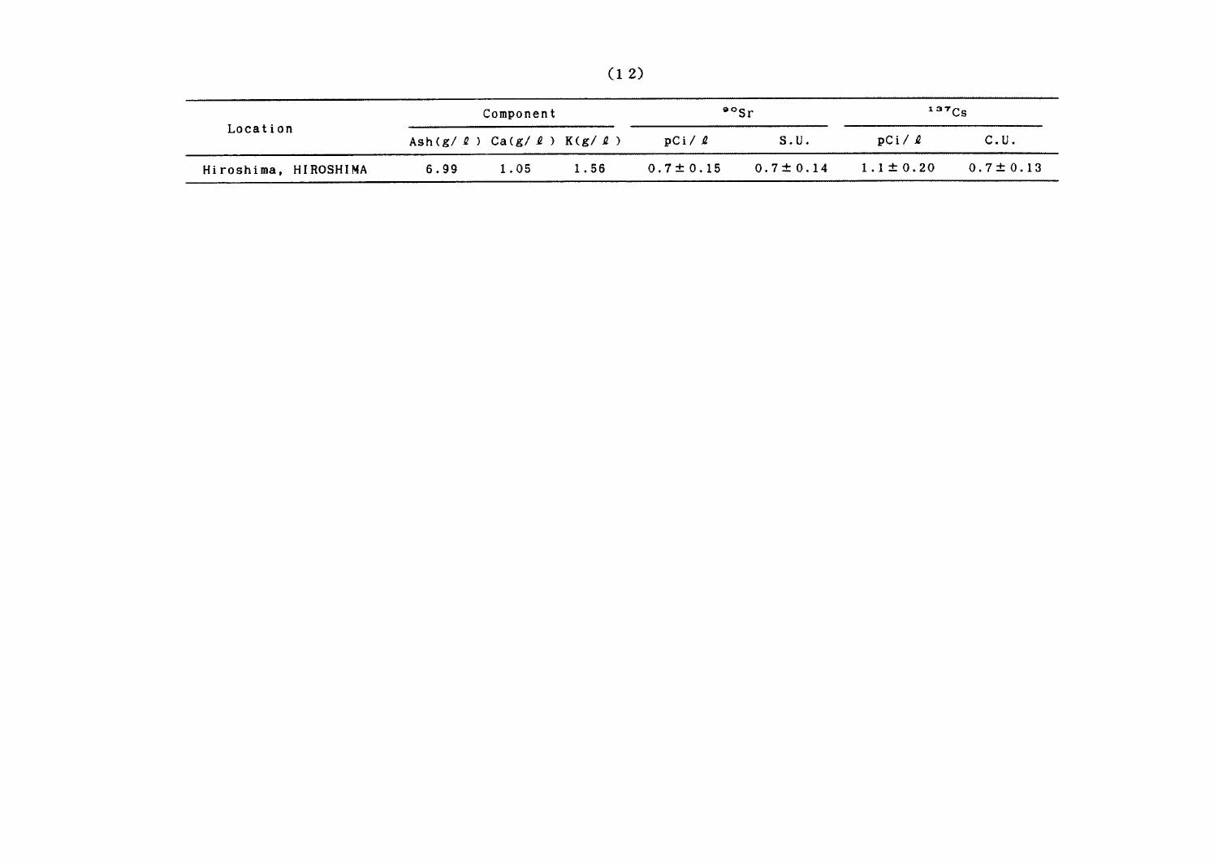(12)

| Location | Component | | | $^{90}Sr$ | | $^{137}Cs$ | |
|---|---|---|---|---|---|---|---|
| | Ash(g/ℓ) | Ca(g/ℓ) | K(g/ℓ) | pCi/ℓ | S.U. | pCi/ℓ | C.U. |
| Hiroshima, HIROSHIMA | 6.99 | 1.05 | 1.56 | 0.7±0.15 | 0.7±0.14 | 1.1±0.20 | 0.7±0.13 |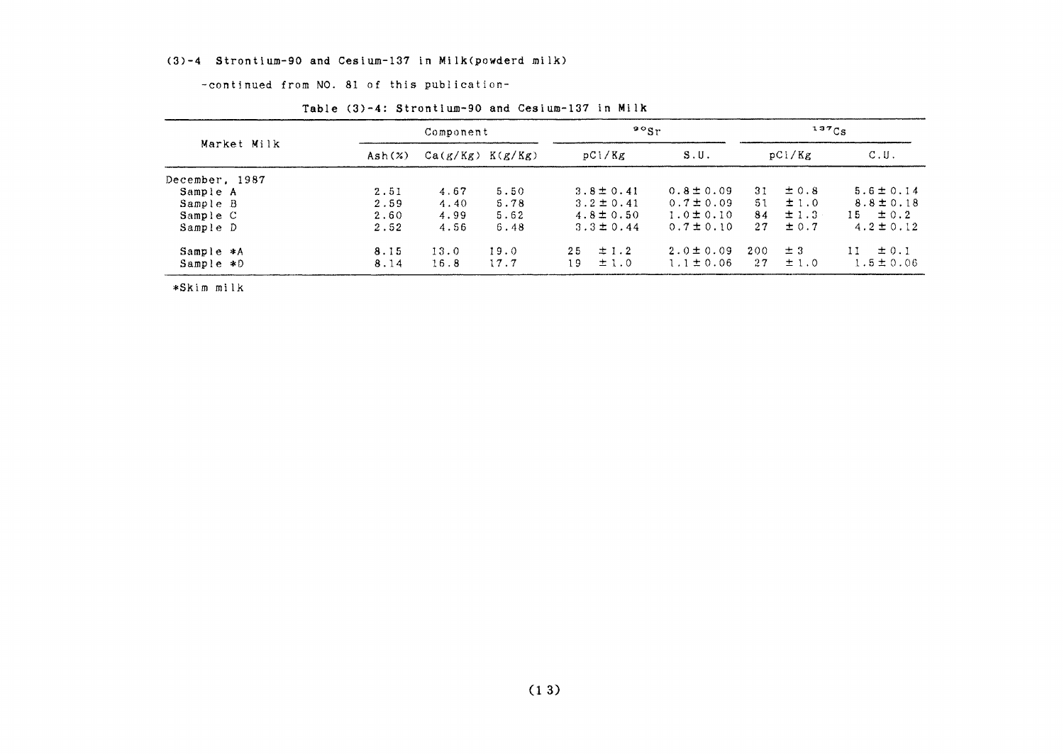## (3)-4 Strontium-90 and Cesium-137 in Milk(powderd milk)

-continued from NO. 81 of this publication-

Table (3)-4: Strontium-90 and Cesium-137 in Milk

| Market Milk | Component | | | $^{90}Sr$ | | $^{137}Cs$ | |
|---|---|---|---|---|---|---|---|
| | Ash(%) | Ca(g/Kg) | K(g/Kg) | pCi/Kg | S.U. | pCi/Kg | C.U. |
| December, 1987 | | | | | | | |
| Sample A | 2.51 | 4.67 | 5.50 | 3.8 ± 0.41 | 0.8 ± 0.09 | 31 ± 0.8 | 5.6 ± 0.14 |
| Sample B | 2.59 | 4.40 | 5.78 | 3.2 ± 0.41 | 0.7 ± 0.09 | 51 ± 1.0 | 8.8 ± 0.18 |
| Sample C | 2.60 | 4.99 | 5.62 | 4.8 ± 0.50 | 1.0 ± 0.10 | 84 ± 1.3 | 15 ± 0.2 |
| Sample D | 2.52 | 4.56 | 6.48 | 3.3 ± 0.44 | 0.7 ± 0.10 | 27 ± 0.7 | 4.2 ± 0.12 |
| Sample *A | 8.15 | 13.0 | 19.0 | 25 ± 1.2 | 2.0 ± 0.09 | 200 ± 3 | 11 ± 0.1 |
| Sample *D | 8.14 | 16.8 | 17.7 | 19 ± 1.0 | 1.1 ± 0.06 | 27 ± 1.0 | 1.5 ± 0.06 |

*Skim milk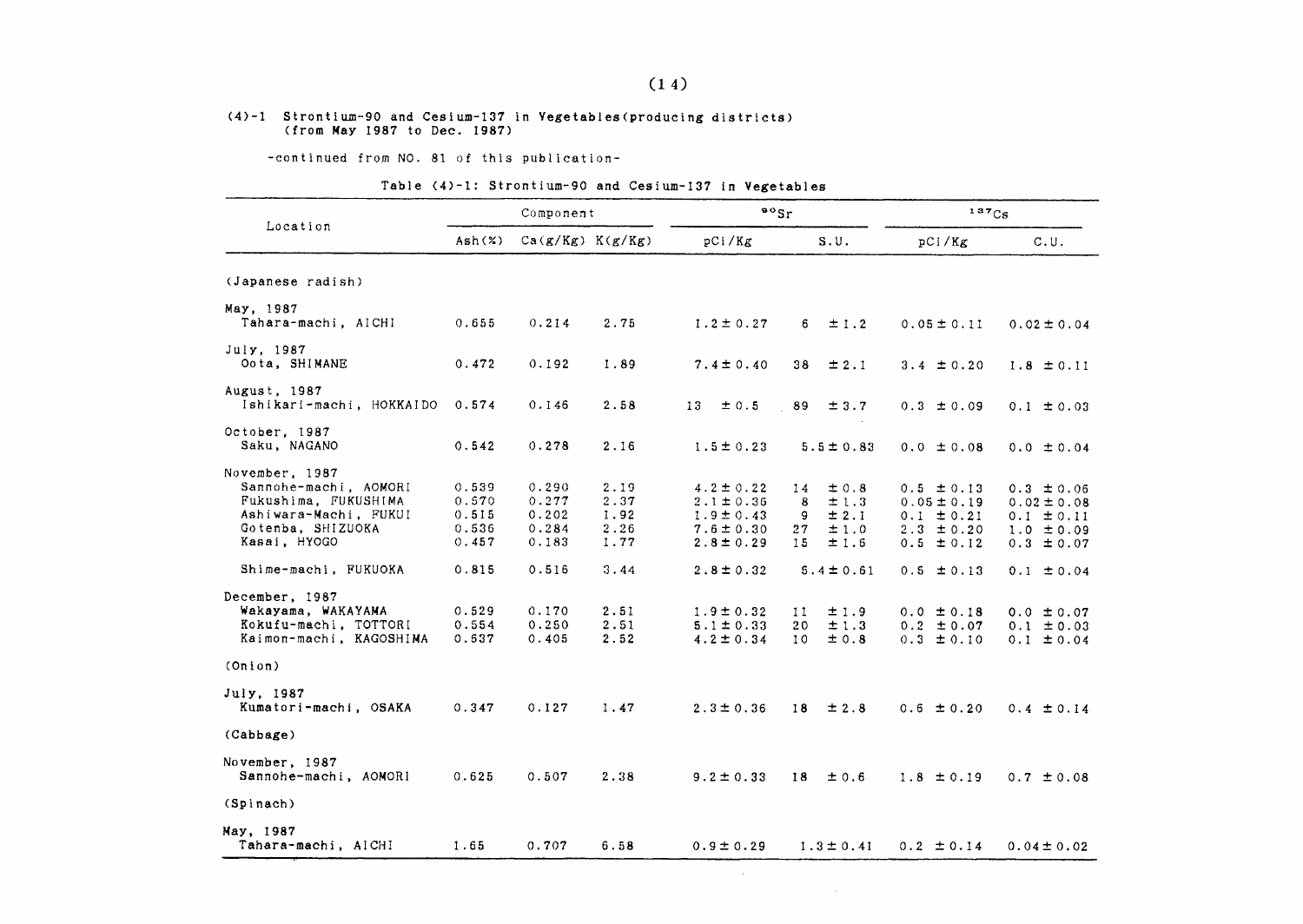## (4)-1 Strontium-90 and Cesium-137 in Vegetables(producing districts) (from May 1987 to Dec. 1987)

-continued from NO. 81 of this publication-

Table (4)-1: Strontium-90 and Cesium-137 in Vegetables

| Location | Component | | | $^{90}Sr$ | | $^{137}Cs$ | |
|---|---|---|---|---|---|---|---|
| | Ash(%) | Ca(g/Kg) | K(g/Kg) | pCi/Kg | S.U. | pCi/Kg | C.U. |
| (Japanese radish) | | | | | | | |
| May, 1987 | | | | | | | |
| Tahara-machi, AICHI | 0.655 | 0.214 | 2.75 | 1.2±0.27 | 6 ±1.2 | 0.05±0.11 | 0.02±0.04 |
| July, 1987 | | | | | | | |
| Oota, SHIMANE | 0.472 | 0.192 | 1.89 | 7.4±0.40 | 38 ±2.1 | 3.4 ±0.20 | 1.8 ±0.11 |
| August, 1987 | | | | | | | |
| Ishikari-machi, HOKKAIDO | 0.574 | 0.146 | 2.58 | 13 ±0.5 | 89 ±3.7 | 0.3 ±0.09 | 0.1 ±0.03 |
| October, 1987 | | | | | | | |
| Saku, NAGANO | 0.542 | 0.278 | 2.16 | 1.5±0.23 | 5.5±0.83 | 0.0 ±0.08 | 0.0 ±0.04 |
| November, 1987 | | | | | | | |
| Sannohe-machi, AOMORI | 0.539 | 0.290 | 2.19 | 4.2±0.22 | 14 ±0.8 | 0.5 ±0.13 | 0.3 ±0.06 |
| Fukushima, FUKUSHIMA | 0.570 | 0.277 | 2.37 | 2.1±0.36 | 8 ±1.3 | 0.05±0.19 | 0.02±0.08 |
| Ashiwara-Machi, FUKUI | 0.515 | 0.202 | 1.92 | 1.9±0.43 | 9 ±2.1 | 0.1 ±0.21 | 0.1 ±0.11 |
| Gotenba, SHIZUOKA | 0.536 | 0.284 | 2.26 | 7.6±0.30 | 27 ±1.0 | 2.3 ±0.20 | 1.0 ±0.09 |
| Kasai, HYOGO | 0.457 | 0.183 | 1.77 | 2.8±0.29 | 15 ±1.6 | 0.5 ±0.12 | 0.3 ±0.07 |
| Shime-machi, FUKUOKA | 0.815 | 0.516 | 3.44 | 2.8±0.32 | 5.4±0.61 | 0.5 ±0.13 | 0.1 ±0.04 |
| December, 1987 | | | | | | | |
| Wakayama, WAKAYAMA | 0.529 | 0.170 | 2.51 | 1.9±0.32 | 11 ±1.9 | 0.0 ±0.18 | 0.0 ±0.07 |
| Kokufu-machi, TOTTORI | 0.554 | 0.250 | 2.51 | 5.1±0.33 | 20 ±1.3 | 0.2 ±0.07 | 0.1 ±0.03 |
| Kaimon-machi, KAGOSHIMA | 0.637 | 0.405 | 2.52 | 4.2±0.34 | 10 ±0.8 | 0.3 ±0.10 | 0.1 ±0.04 |
| (Onion) | | | | | | | |
| July, 1987 | | | | | | | |
| Kumatori-machi, OSAKA | 0.347 | 0.127 | 1.47 | 2.3±0.36 | 18 ±2.8 | 0.6 ±0.20 | 0.4 ±0.14 |
| (Cabbage) | | | | | | | |
| November, 1987 | | | | | | | |
| Sannohe-machi, AOMORI | 0.625 | 0.507 | 2.38 | 9.2±0.33 | 18 ±0.6 | 1.8 ±0.19 | 0.7 ±0.08 |
| (Spinach) | | | | | | | |
| May, 1987 | | | | | | | |
| Tahara-machi, AICHI | 1.65 | 0.707 | 6.58 | 0.9±0.29 | 1.3±0.41 | 0.2 ±0.14 | 0.04±0.02 |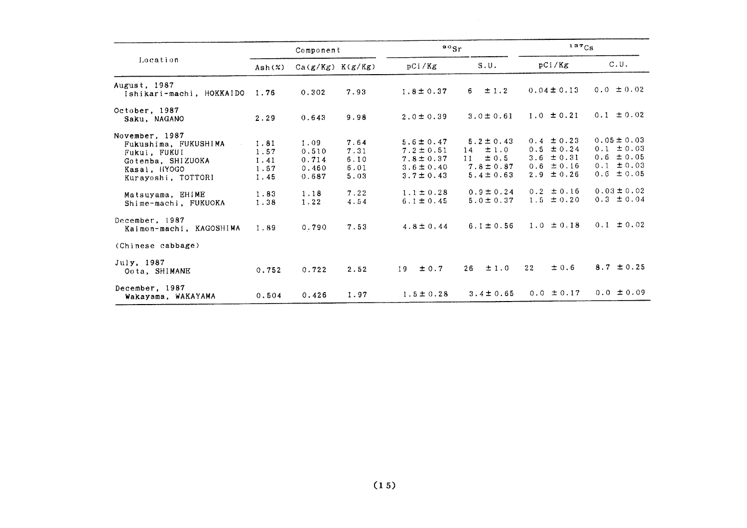| Location | Component | | | $^{90}Sr$ | | $^{137}Cs$ | |
|---|---|---|---|---|---|---|---|
| | Ash(%) | Ca(g/Kg) | K(g/Kg) | pCi/Kg | S.U. | pCi/Kg | C.U. |
| August, 1987 | | | | | | | |
| Ishikari-machi, HOKKAIDO | 1.76 | 0.302 | 7.93 | 1.8 ± 0.37 | 6 ± 1.2 | 0.04 ± 0.13 | 0.0 ± 0.02 |
| October, 1987 | | | | | | | |
| Saku, NAGANO | 2.29 | 0.643 | 9.98 | 2.0 ± 0.39 | 3.0 ± 0.61 | 1.0 ± 0.21 | 0.1 ± 0.02 |
| November, 1987 | | | | | | | |
| Fukushima, FUKUSHIMA | 1.81 | 1.09 | 7.64 | 5.6 ± 0.47 | 5.2 ± 0.43 | 0.4 ± 0.23 | 0.05 ± 0.03 |
| Fukui, FUKUI | 1.57 | 0.510 | 7.31 | 7.2 ± 0.51 | 14 ± 1.0 | 0.5 ± 0.24 | 0.1 ± 0.03 |
| Gotenba, SHIZUOKA | 1.41 | 0.714 | 6.10 | 7.8 ± 0.37 | 11 ± 0.5 | 3.6 ± 0.31 | 0.6 ± 0.05 |
| Kasai, HYOGO | 1.57 | 0.460 | 6.01 | 3.6 ± 0.40 | 7.8 ± 0.87 | 0.6 ± 0.16 | 0.1 ± 0.03 |
| Kurayoshi, TOTTORI | 1.45 | 0.687 | 5.03 | 3.7 ± 0.43 | 5.4 ± 0.63 | 2.9 ± 0.26 | 0.6 ± 0.05 |
| Matsuyama, EHIME | 1.83 | 1.18 | 7.22 | 1.1 ± 0.28 | 0.9 ± 0.24 | 0.2 ± 0.16 | 0.03 ± 0.02 |
| Shime-machi, FUKUOKA | 1.38 | 1.22 | 4.54 | 6.1 ± 0.45 | 5.0 ± 0.37 | 1.5 ± 0.20 | 0.3 ± 0.04 |
| December, 1987 | | | | | | | |
| Kaimon-machi, KAGOSHIMA | 1.89 | 0.790 | 7.53 | 4.8 ± 0.44 | 6.1 ± 0.56 | 1.0 ± 0.18 | 0.1 ± 0.02 |
| (Chinese cabbage) | | | | | | | |
| July, 1987 | | | | | | | |
| Oota, SHIMANE | 0.752 | 0.722 | 2.52 | 19 ± 0.7 | 26 ± 1.0 | 22 ± 0.6 | 8.7 ± 0.25 |
| December, 1987 | | | | | | | |
| Wakayama, WAKAYAMA | 0.504 | 0.426 | 1.97 | 1.5 ± 0.28 | 3.4 ± 0.65 | 0.0 ± 0.17 | 0.0 ± 0.09 |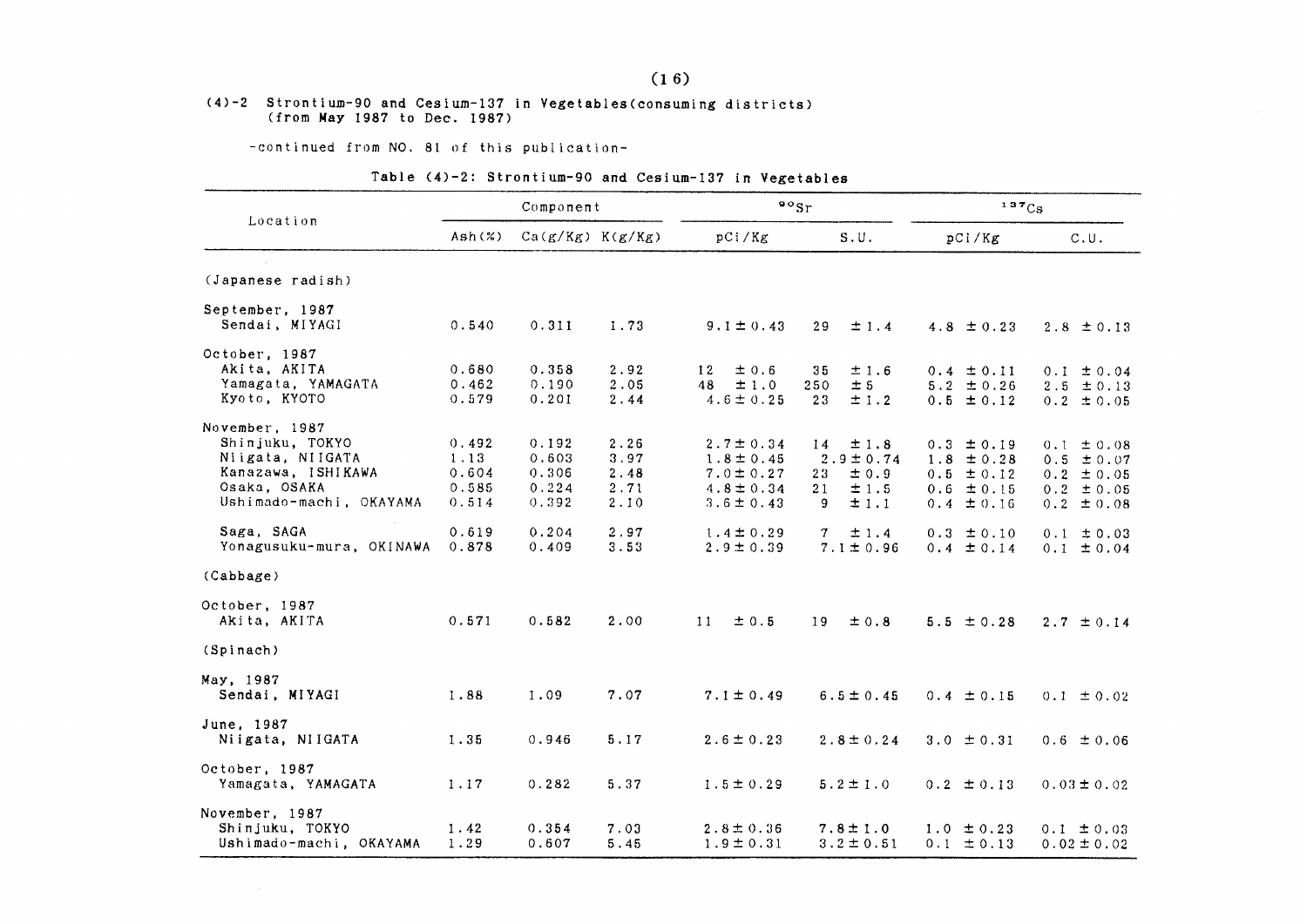## (4)-2 Strontium-90 and Cesium-137 in Vegetables(consuming districts) (from May 1987 to Dec. 1987)

-continued from NO. 81 of this publication-

Table (4)-2: Strontium-90 and Cesium-137 in Vegetables

| Location | Component | | | $^{90}Sr$ | | $^{137}Cs$ | |
|---|---|---|---|---|---|---|---|
| | Ash(%) | Ca(g/Kg) | K(g/Kg) | pCi/Kg | S.U. | pCi/Kg | C.U. |
| (Japanese radish) | | | | | | | |
| September, 1987 | | | | | | | |
| Sendai, MIYAGI | 0.540 | 0.311 | 1.73 | 9.1 ± 0.43 | 29 ± 1.4 | 4.8 ± 0.23 | 2.8 ± 0.13 |
| October, 1987 | | | | | | | |
| Akita, AKITA | 0.680 | 0.358 | 2.92 | 12 ± 0.6 | 35 ± 1.6 | 0.4 ± 0.11 | 0.1 ± 0.04 |
| Yamagata, YAMAGATA | 0.462 | 0.190 | 2.05 | 48 ± 1.0 | 250 ± 5 | 5.2 ± 0.26 | 2.5 ± 0.13 |
| Kyoto, KYOTO | 0.579 | 0.201 | 2.44 | 4.6 ± 0.25 | 23 ± 1.2 | 0.5 ± 0.12 | 0.2 ± 0.05 |
| November, 1987 | | | | | | | |
| Shinjuku, TOKYO | 0.492 | 0.192 | 2.26 | 2.7 ± 0.34 | 14 ± 1.8 | 0.3 ± 0.19 | 0.1 ± 0.08 |
| Niigata, NIIGATA | 1.13 | 0.603 | 3.97 | 1.8 ± 0.45 | 2.9 ± 0.74 | 1.8 ± 0.28 | 0.5 ± 0.07 |
| Kanazawa, ISHIKAWA | 0.604 | 0.306 | 2.48 | 7.0 ± 0.27 | 23 ± 0.9 | 0.5 ± 0.12 | 0.2 ± 0.05 |
| Osaka, OSAKA | 0.585 | 0.224 | 2.71 | 4.8 ± 0.34 | 21 ± 1.5 | 0.6 ± 0.15 | 0.2 ± 0.05 |
| Ushimado-machi, OKAYAMA | 0.514 | 0.392 | 2.10 | 3.6 ± 0.43 | 9 ± 1.1 | 0.4 ± 0.16 | 0.2 ± 0.08 |
| Saga, SAGA | 0.619 | 0.204 | 2.97 | 1.4 ± 0.29 | 7 ± 1.4 | 0.3 ± 0.10 | 0.1 ± 0.03 |
| Yonagusuku-mura, OKINAWA | 0.878 | 0.409 | 3.53 | 2.9 ± 0.39 | 7.1 ± 0.96 | 0.4 ± 0.14 | 0.1 ± 0.04 |
| (Cabbage) | | | | | | | |
| October, 1987 | | | | | | | |
| Akita, AKITA | 0.571 | 0.582 | 2.00 | 11 ± 0.5 | 19 ± 0.8 | 5.5 ± 0.28 | 2.7 ± 0.14 |
| (Spinach) | | | | | | | |
| May, 1987 | | | | | | | |
| Sendai, MIYAGI | 1.88 | 1.09 | 7.07 | 7.1 ± 0.49 | 6.5 ± 0.45 | 0.4 ± 0.15 | 0.1 ± 0.02 |
| June, 1987 | | | | | | | |
| Niigata, NIIGATA | 1.35 | 0.946 | 5.17 | 2.6 ± 0.23 | 2.8 ± 0.24 | 3.0 ± 0.31 | 0.6 ± 0.06 |
| October, 1987 | | | | | | | |
| Yamagata, YAMAGATA | 1.17 | 0.282 | 5.37 | 1.5 ± 0.29 | 5.2 ± 1.0 | 0.2 ± 0.13 | 0.03 ± 0.02 |
| November, 1987 | | | | | | | |
| Shinjuku, TOKYO | 1.42 | 0.354 | 7.03 | 2.8 ± 0.36 | 7.8 ± 1.0 | 1.0 ± 0.23 | 0.1 ± 0.03 |
| Ushimado-machi, OKAYAMA | 1.29 | 0.607 | 5.45 | 1.9 ± 0.31 | 3.2 ± 0.51 | 0.1 ± 0.13 | 0.02 ± 0.02 |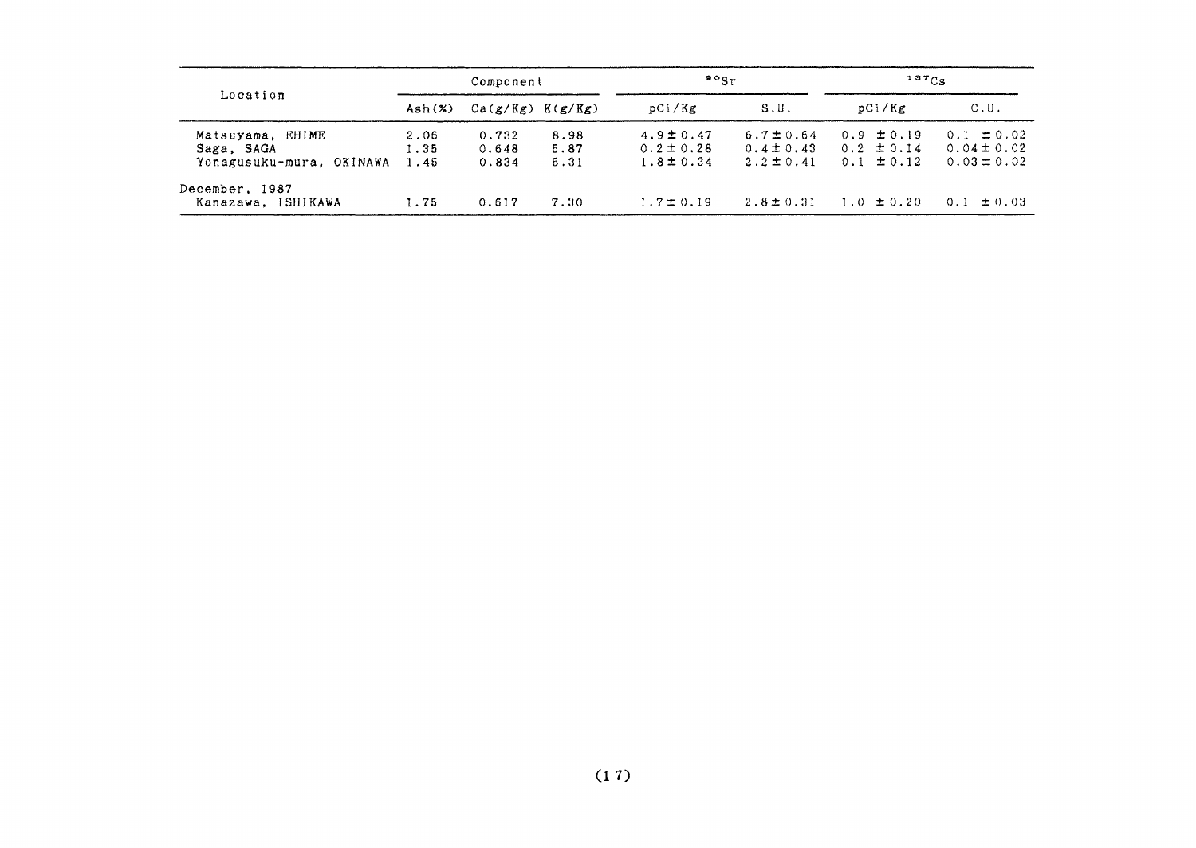| Location | Component | | | $^{90}Sr$ | | $^{137}Cs$ | |
|---|---|---|---|---|---|---|---|
| | Ash(%) | Ca(g/Kg) | K(g/Kg) | pCi/Kg | S.U. | pCi/Kg | C.U. |
| Matsuyama, EHIME | 2.06 | 0.732 | 8.98 | 4.9 ± 0.47 | 6.7 ± 0.64 | 0.9 ± 0.19 | 0.1 ± 0.02 |
| Saga, SAGA | 1.35 | 0.648 | 5.87 | 0.2 ± 0.28 | 0.4 ± 0.43 | 0.2 ± 0.14 | 0.04 ± 0.02 |
| Yonagusuku-mura, OKINAWA | 1.45 | 0.834 | 5.31 | 1.8 ± 0.34 | 2.2 ± 0.41 | 0.1 ± 0.12 | 0.03 ± 0.02 |
| December, 1987 | | | | | | | |
| Kanazawa, ISHIKAWA | 1.75 | 0.617 | 7.30 | 1.7 ± 0.19 | 2.8 ± 0.31 | 1.0 ± 0.20 | 0.1 ± 0.03 |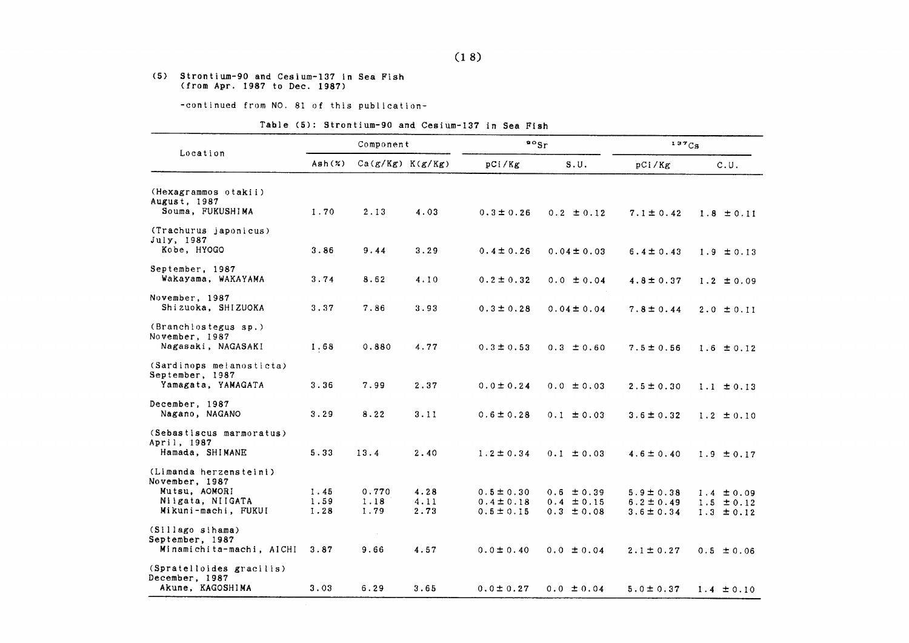(5) Strontium-90 and Cesium-137 in Sea Fish
(from Apr. 1987 to Dec. 1987)

-continued from NO. 81 of this publication-

Table (5): Strontium-90 and Cesium-137 in Sea Fish

| Location | Component | | | $^{90}Sr$ | | $^{137}Cs$ | |
|---|---|---|---|---|---|---|---|
| | Ash(%) | Ca(g/Kg) | K(g/Kg) | pCi/Kg | S.U. | pCi/Kg | C.U. |
| (Hexagrammos otakii) | | | | | | | |
| August, 1987 | | | | | | | |
| Souma, FUKUSHIMA | 1.70 | 2.13 | 4.03 | 0.3±0.26 | 0.2 ±0.12 | 7.1±0.42 | 1.8 ±0.11 |
| (Trachurus japonicus) | | | | | | | |
| July, 1987 | | | | | | | |
| Kobe, HYOGO | 3.86 | 9.44 | 3.29 | 0.4±0.26 | 0.04±0.03 | 6.4±0.43 | 1.9 ±0.13 |
| September, 1987 | | | | | | | |
| Wakayama, WAKAYAMA | 3.74 | 8.62 | 4.10 | 0.2±0.32 | 0.0 ±0.04 | 4.8±0.37 | 1.2 ±0.09 |
| November, 1987 | | | | | | | |
| Shizuoka, SHIZUOKA | 3.37 | 7.86 | 3.93 | 0.3±0.28 | 0.04±0.04 | 7.8±0.44 | 2.0 ±0.11 |
| (Branchiostegus sp.) | | | | | | | |
| November, 1987 | | | | | | | |
| Nagasaki, NAGASAKI | 1.68 | 0.880 | 4.77 | 0.3±0.53 | 0.3 ±0.60 | 7.5±0.56 | 1.6 ±0.12 |
| (Sardinops melanosticta) | | | | | | | |
| September, 1987 | | | | | | | |
| Yamagata, YAMAGATA | 3.36 | 7.99 | 2.37 | 0.0±0.24 | 0.0 ±0.03 | 2.5±0.30 | 1.1 ±0.13 |
| December, 1987 | | | | | | | |
| Nagano, NAGANO | 3.29 | 8.22 | 3.11 | 0.6±0.28 | 0.1 ±0.03 | 3.6±0.32 | 1.2 ±0.10 |
| (Sebastiscus marmoratus) | | | | | | | |
| April, 1987 | | | | | | | |
| Hamada, SHIMANE | 5.33 | 13.4 | 2.40 | 1.2±0.34 | 0.1 ±0.03 | 4.6±0.40 | 1.9 ±0.17 |
| (Limanda herzensteini) | | | | | | | |
| November, 1987 | | | | | | | |
| Mutsu, AOMORI | 1.45 | 0.770 | 4.28 | 0.5±0.30 | 0.6 ±0.39 | 5.9±0.38 | 1.4 ±0.09 |
| Niigata, NIIGATA | 1.59 | 1.18 | 4.11 | 0.4±0.18 | 0.4 ±0.15 | 6.2±0.49 | 1.5 ±0.12 |
| Mikuni-machi, FUKUI | 1.28 | 1.79 | 2.73 | 0.5±0.15 | 0.3 ±0.08 | 3.6±0.34 | 1.3 ±0.12 |
| (Sillago sihama) | | | | | | | |
| September, 1987 | | | | | | | |
| Minamichita-machi, AICHI | 3.87 | 9.66 | 4.57 | 0.0±0.40 | 0.0 ±0.04 | 2.1±0.27 | 0.5 ±0.06 |
| (Spratelloides gracilis) | | | | | | | |
| December, 1987 | | | | | | | |
| Akune, KAGOSHIMA | 3.03 | 6.29 | 3.65 | 0.0±0.27 | 0.0 ±0.04 | 5.0±0.37 | 1.4 ±0.10 |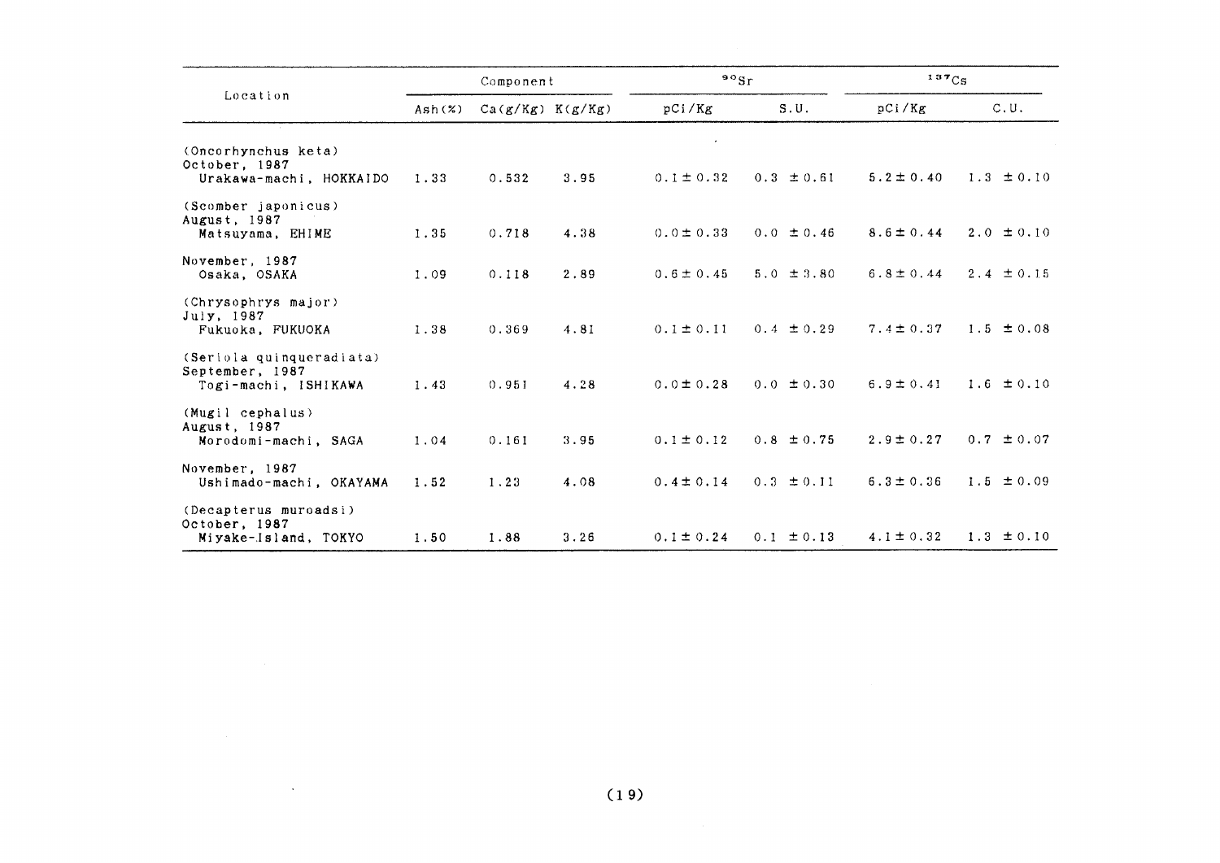| Location | Component | | | $^{90}Sr$ | | $^{137}Cs$ | |
|---|---|---|---|---|---|---|---|
| | Ash(%) | Ca(g/Kg) | K(g/Kg) | pCi/Kg | S.U. | pCi/Kg | C.U. |
| (Oncorhynchus keta) October, 1987 Urakawa-machi, HOKKAIDO | 1.33 | 0.532 | 3.95 | 0.1 ± 0.32 | 0.3 ± 0.61 | 5.2 ± 0.40 | 1.3 ± 0.10 |
| (Scomber japonicus) August, 1987 Matsuyama, EHIME | 1.35 | 0.718 | 4.38 | 0.0 ± 0.33 | 0.0 ± 0.46 | 8.6 ± 0.44 | 2.0 ± 0.10 |
| November, 1987 Osaka, OSAKA | 1.09 | 0.118 | 2.89 | 0.6 ± 0.45 | 5.0 ± 3.80 | 6.8 ± 0.44 | 2.4 ± 0.15 |
| (Chrysophrys major) July, 1987 Fukuoka, FUKUOKA | 1.38 | 0.369 | 4.81 | 0.1 ± 0.11 | 0.4 ± 0.29 | 7.4 ± 0.37 | 1.5 ± 0.08 |
| (Seriola quinqueradiata) September, 1987 Togi-machi, ISHIKAWA | 1.43 | 0.951 | 4.28 | 0.0 ± 0.28 | 0.0 ± 0.30 | 6.9 ± 0.41 | 1.6 ± 0.10 |
| (Mugil cephalus) August, 1987 Morodomi-machi, SAGA | 1.04 | 0.161 | 3.95 | 0.1 ± 0.12 | 0.8 ± 0.75 | 2.9 ± 0.27 | 0.7 ± 0.07 |
| November, 1987 Ushimado-machi, OKAYAMA | 1.52 | 1.23 | 4.08 | 0.4 ± 0.14 | 0.3 ± 0.11 | 6.3 ± 0.36 | 1.5 ± 0.09 |
| (Decapterus muroadsi) October, 1987 Miyake-Island, TOKYO | 1.50 | 1.88 | 3.26 | 0.1 ± 0.24 | 0.1 ± 0.13 | 4.1 ± 0.32 | 1.3 ± 0.10 |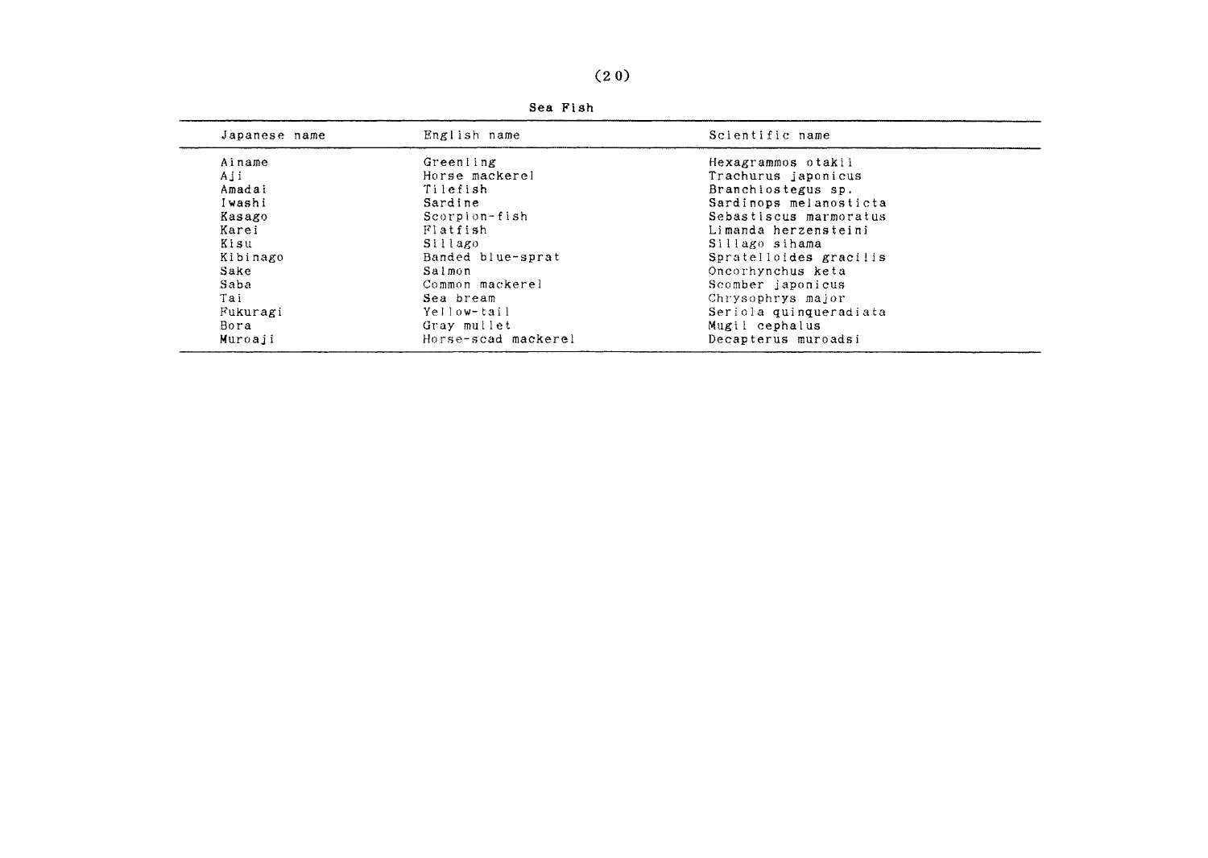Sea Fish

| Japanese name | English name | Scientific name |
|---|---|---|
| Ainame | Greenling | Hexagrammos otakii |
| Aji | Horse mackerel | Trachurus japonicus |
| Amadai | Tilefish | Branchiostegus sp. |
| Iwashi | Sardine | Sardinops melanosticta |
| Kasago | Scorpion-fish | Sebastiscus marmoratus |
| Karei | Flatfish | Limanda herzensteini |
| Kisu | Sillago | Sillago sihama |
| Kibinago | Banded blue-sprat | Spratelloides gracilis |
| Sake | Salmon | Oncorhynchus keta |
| Saba | Common mackerel | Scomber japonicus |
| Tai | Sea bream | Chrysophrys major |
| Fukuragi | Yellow-tail | Seriola quinqueradiata |
| Bora | Gray mullet | Mugil cephalus |
| Muroaji | Horse-scad mackerel | Decapterus muroadsi |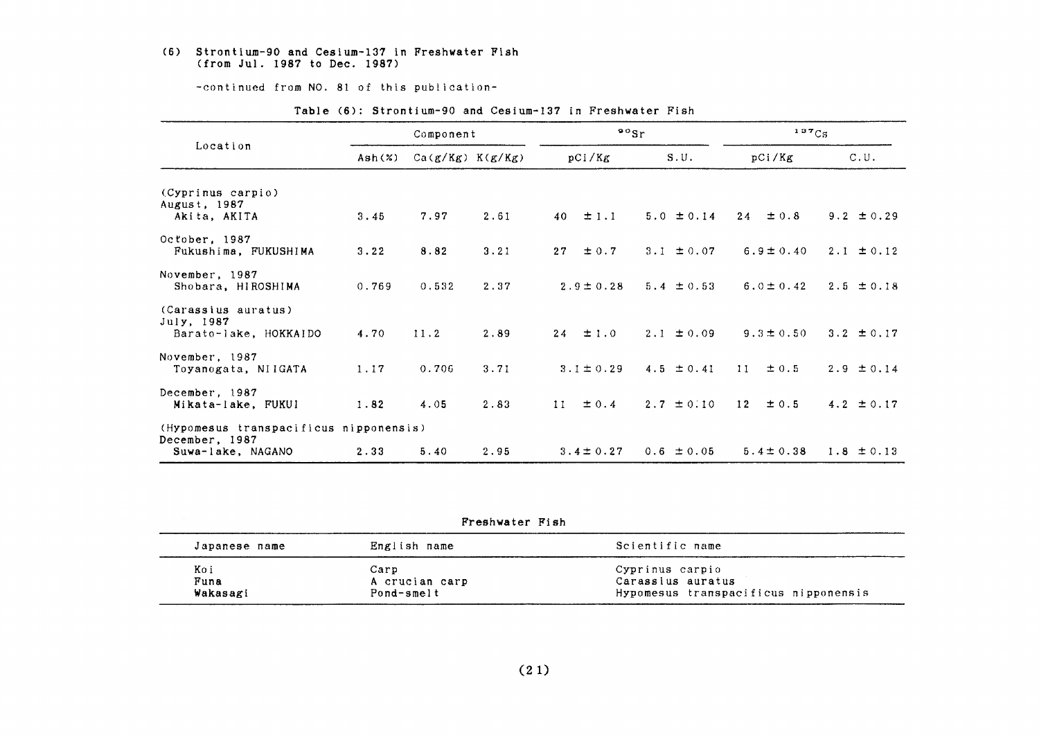(6) Strontium-90 and Cesium-137 in Freshwater Fish (from Jul. 1987 to Dec. 1987)

-continued from NO. 81 of this publication-

Table (6): Strontium-90 and Cesium-137 in Freshwater Fish

| Location | Component | | | $^{90}Sr$ | | $^{137}Cs$ | |
|---|---|---|---|---|---|---|---|
| | Ash(%) | Ca(g/Kg) | K(g/Kg) | pCi/Kg | S.U. | pCi/Kg | C.U. |
| (Cyprinus carpio) | | | | | | | |
| August, 1987<br>Akita, AKITA | 3.45 | 7.97 | 2.61 | 40 ±1.1 | 5.0 ±0.14 | 24 ±0.8 | 9.2 ±0.29 |
| October, 1987<br>Fukushima, FUKUSHIMA | 3.22 | 8.82 | 3.21 | 27 ±0.7 | 3.1 ±0.07 | 6.9±0.40 | 2.1 ±0.12 |
| November, 1987<br>Shobara, HIROSHIMA | 0.769 | 0.532 | 2.37 | 2.9±0.28 | 5.4 ±0.53 | 6.0±0.42 | 2.5 ±0.18 |
| (Carassius auratus) | | | | | | | |
| July, 1987<br>Barato-lake, HOKKAIDO | 4.70 | 11.2 | 2.89 | 24 ±1.0 | 2.1 ±0.09 | 9.3±0.50 | 3.2 ±0.17 |
| November, 1987<br>Toyanogata, NIIGATA | 1.17 | 0.706 | 3.71 | 3.1±0.29 | 4.5 ±0.41 | 11 ±0.5 | 2.9 ±0.14 |
| December, 1987<br>Mikata-lake, FUKUI | 1.82 | 4.05 | 2.83 | 11 ±0.4 | 2.7 ±0.10 | 12 ±0.5 | 4.2 ±0.17 |
| (Hypomesus transpacificus nipponensis) | | | | | | | |
| December, 1987<br>Suwa-lake, NAGANO | 2.33 | 5.40 | 2.95 | 3.4±0.27 | 0.6 ±0.05 | 5.4±0.38 | 1.8 ±0.13 |

Freshwater Fish

| Japanese name | English name | Scientific name |
|---|---|---|
| Koi | Carp | Cyprinus carpio |
| Funa | A crucian carp | Carassius auratus |
| Wakasagi | Pond-smelt | Hypomesus transpacificus nipponensis |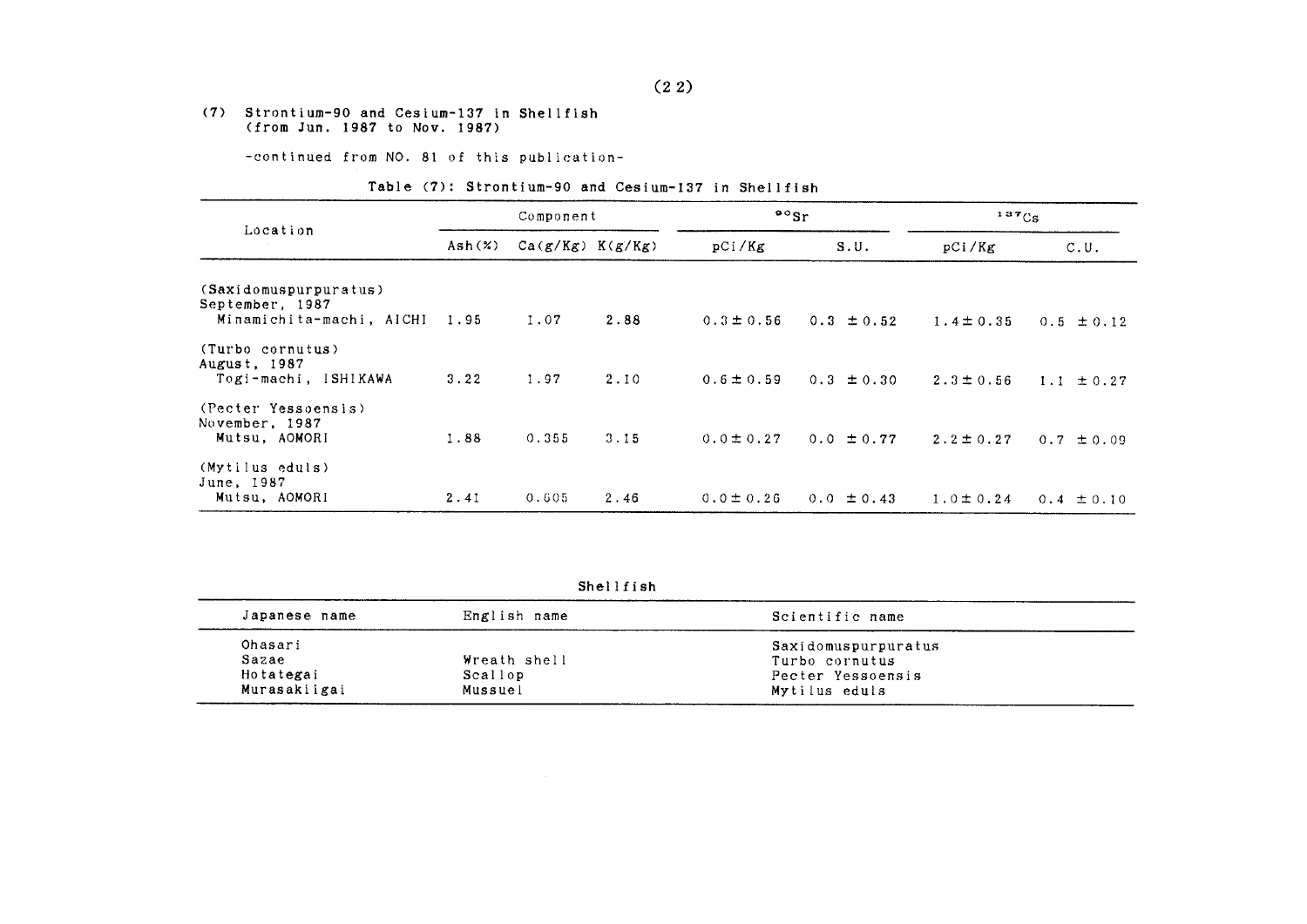(7) Strontium-90 and Cesium-137 in Shellfish
(from Jun. 1987 to Nov. 1987)

-continued from NO. 81 of this publication-

Table (7): Strontium-90 and Cesium-137 in Shellfish

| Location | Component | | | $^{90}Sr$ | | $^{137}Cs$ | |
|---|---|---|---|---|---|---|---|
| | Ash(%) | Ca(g/Kg) | K(g/Kg) | pCi/Kg | S.U. | pCi/Kg | C.U. |
| (Saxidomuspurpuratus) September, 1987 Minamichita-machi, AICHI | 1.95 | 1.07 | 2.88 | 0.3 ± 0.56 | 0.3 ± 0.52 | 1.4 ± 0.35 | 0.5 ± 0.12 |
| (Turbo cornutus) August, 1987 Togi-machi, ISHIKAWA | 3.22 | 1.97 | 2.10 | 0.6 ± 0.59 | 0.3 ± 0.30 | 2.3 ± 0.56 | 1.1 ± 0.27 |
| (Pecter Yessoensis) November, 1987 Mutsu, AOMORI | 1.88 | 0.355 | 3.15 | 0.0 ± 0.27 | 0.0 ± 0.77 | 2.2 ± 0.27 | 0.7 ± 0.09 |
| (Mytilus eduls) June, 1987 Mutsu, AOMORI | 2.41 | 0.605 | 2.46 | 0.0 ± 0.26 | 0.0 ± 0.43 | 1.0 ± 0.24 | 0.4 ± 0.10 |

Shellfish

| Japanese name | English name | Scientific name |
|---|---|---|
| Ohasari | | Saxidomuspurpuratus |
| Sazae | Wreath shell | Turbo cornutus |
| Hotategai | Scallop | Pecter Yessoensis |
| Murasakiigai | Mussuel | Mytilus eduls |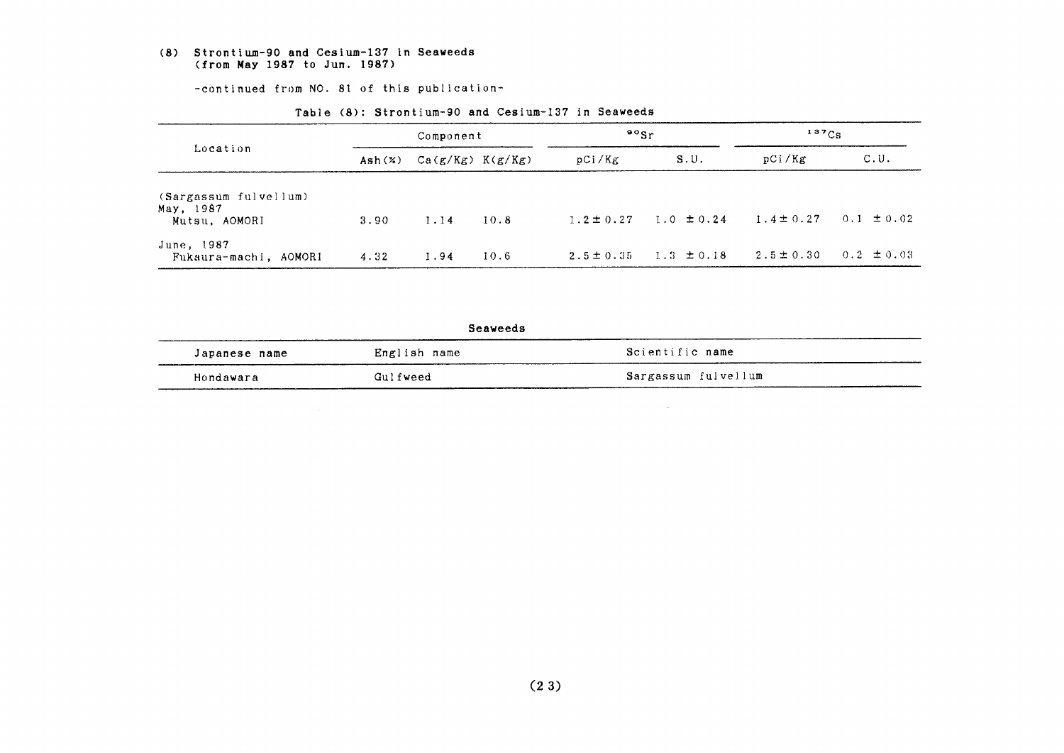## (8) Strontium-90 and Cesium-137 in Seaweeds (from May 1987 to Jun. 1987)

-continued from NO. 81 of this publication-

Table (8): Strontium-90 and Cesium-137 in Seaweeds

| Location | Component | | | $^{90}Sr$ | | $^{137}Cs$ | |
|---|---|---|---|---|---|---|---|
| | Ash(%) | Ca(g/Kg) | K(g/Kg) | pCi/Kg | S.U. | pCi/Kg | C.U. |
| (Sargassum fulvellum) | | | | | | | |
| May, 1987 Mutsu, AOMORI | 3.90 | 1.14 | 10.8 | 1.2 ± 0.27 | 1.0 ± 0.24 | 1.4 ± 0.27 | 0.1 ± 0.02 |
| June, 1987 Fukaura-machi, AOMORI | 4.32 | 1.94 | 10.6 | 2.5 ± 0.35 | 1.3 ± 0.18 | 2.5 ± 0.30 | 0.2 ± 0.03 |

**Seaweeds**

| Japanese name | English name | Scientific name |
|---|---|---|
| Hondawara | Gulfweed | Sargassum fulvellum |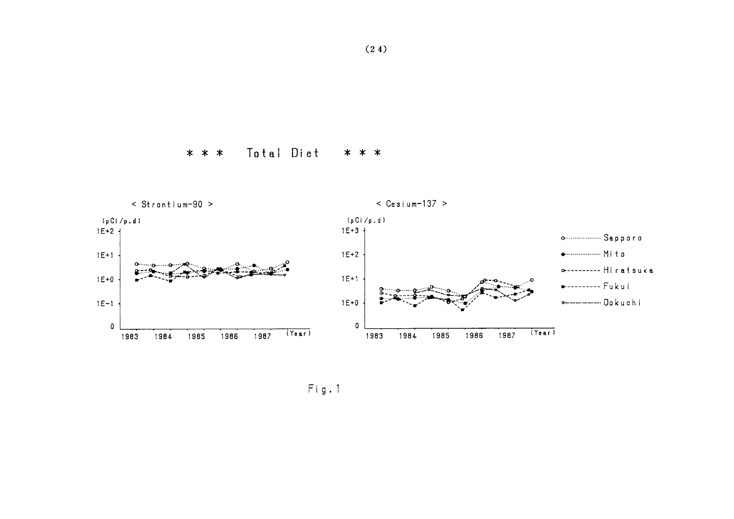\* \* \* Total Diet \* \* \*

< Strontium-90 >

(pCi/p.d)

1E+2

1E+1

1E+0

1E-1

0

1983 1984 1985 1986 1987 (Year)

< Cesium-137 >

(pCi/p.d)

1E+3

1E+2

1E+1

1E+0

0

1983 1984 1985 1986 1987 (Year)

Sapporo

Mito

Hiratsuka

Fukui

Ookuchi

Fig.1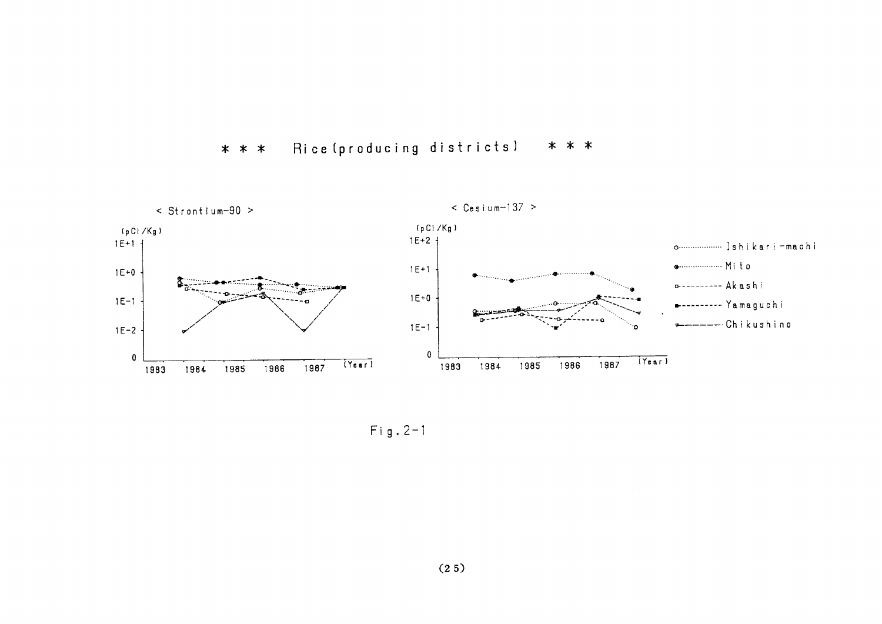\* \* \* Rice (producing districts) \* \* \*

< Strontium-90 >

(pCi/Kg)

1E+1

1E+0

1E-1

1E-2

0

1983 1984 1985 1986 1987 (Year)

< Cesium-137 >

(pCi/Kg)

1E+2

1E+1

1E+0

1E-1

0

1983 1984 1985 1986 1987 (Year)

Ishikari-machi

Mito

Akashi

Yamaguchi

Chikushino

Fig.2-1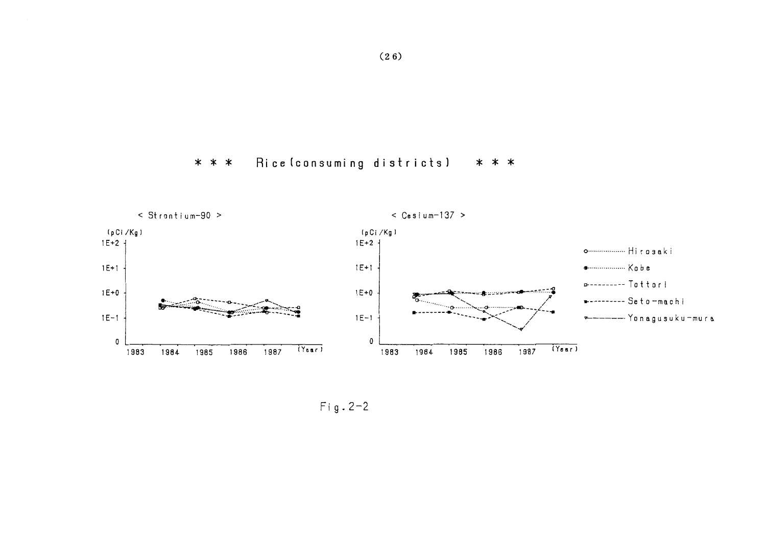# * * * Rice (consuming districts) * * *

< Strontium-90 >

(pCi/Kg)

1E+2

1E+1

1E+0

1E-1

0

1983 1984 1985 1986 1987 (Year)

< Cesium-137 >

(pCi/Kg)

1E+2

1E+1

1E+0

1E-1

0

1983 1984 1985 1986 1987 (Year)

Hirosaki

Kobe

Tottori

Seto-machi

Yonagusuku-mura

Fig. 2-2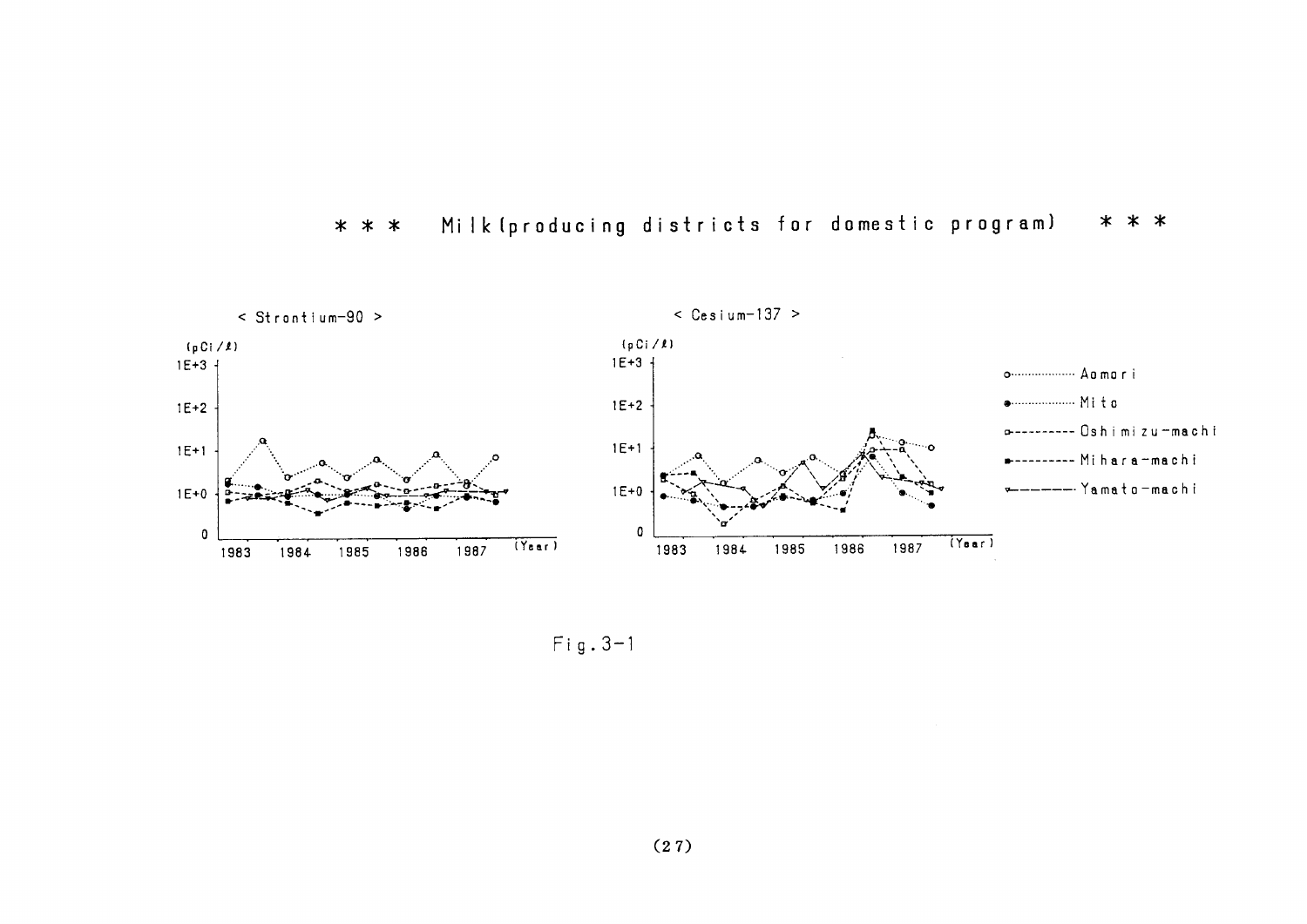*** Milk (producing districts for domestic program) ***

< Strontium-90 >

< Cesium-137 >

Fig. 3-1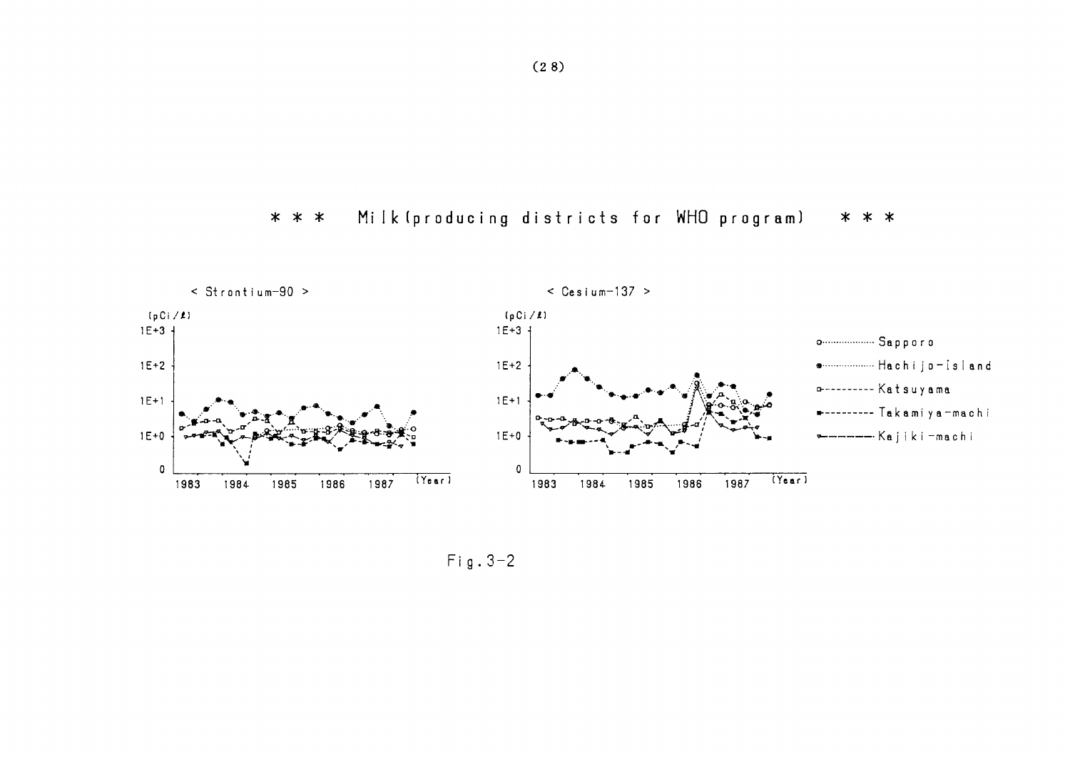# * * * Milk(producing districts for WHO program) * * *

< Strontium-90 >

(pCi/ℓ)

1E+3

1E+2

1E+1

1E+0

0

1983 1984 1985 1986 1987 (Year)

< Cesium-137 >

(pCi/ℓ)

1E+3

1E+2

1E+1

1E+0

0

1983 1984 1985 1986 1987 (Year)

- Sapporo
- Hachijo-Island
- Katsuyama
- Takamiya-machi
- Kajiki-machi

Fig.3-2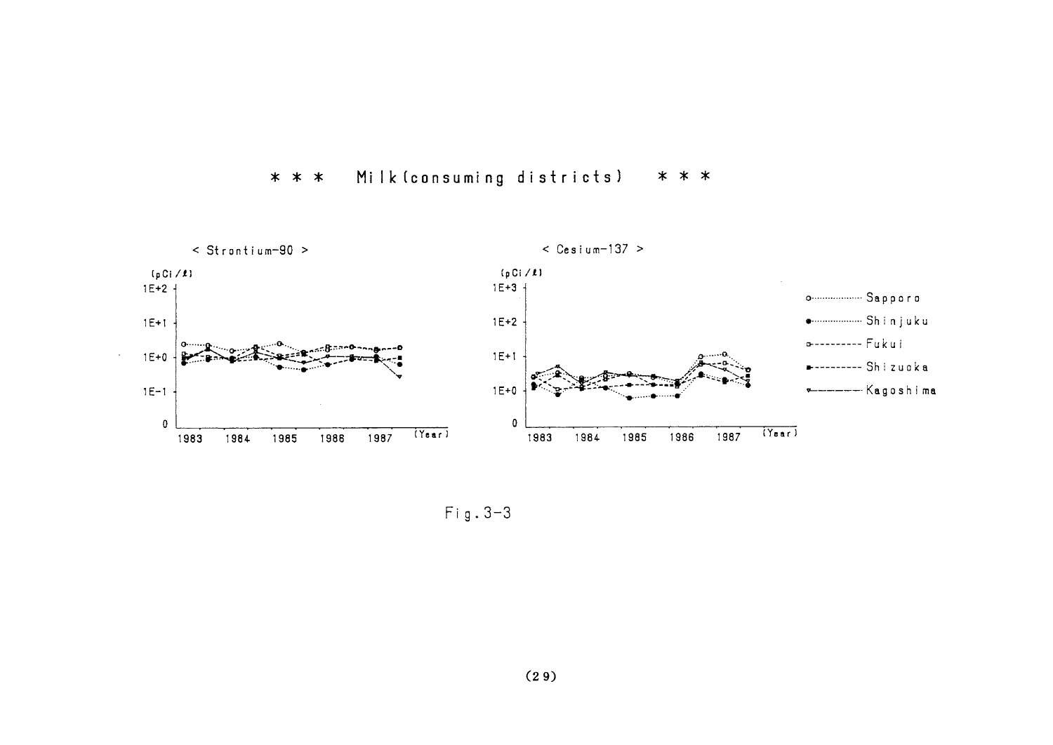\* \* \*   Milk(consuming districts)   \* \* \*

< Strontium-90 >

(pCi/ℓ)

1E+2

1E+1

1E+0

1E-1

0

1983 1984 1985 1986 1987 (Year)

< Cesium-137 >

(pCi/ℓ)

1E+3

1E+2

1E+1

1E+0

0

1983 1984 1985 1986 1987 (Year)

Sapporo

Shinjuku

Fukui

Shizuoka

Kagoshima

Fig.3-3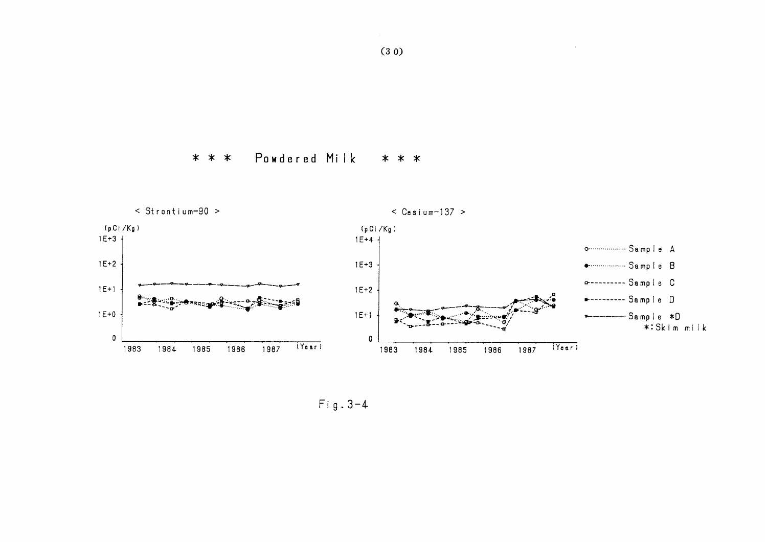# * * * Powdered Milk * * *

< Strontium-90 >

(pCi/Kg)

1E+3

1E+2

1E+1

1E+0

0

1983 1984 1985 1986 1987 (Year)

< Cesium-137 >

(pCi/Kg)

1E+4

1E+3

1E+2

1E+1

0

1983 1984 1985 1986 1987 (Year)

Sample A

Sample B

Sample C

Sample D

Sample *D

*:Skim milk

Fig.3-4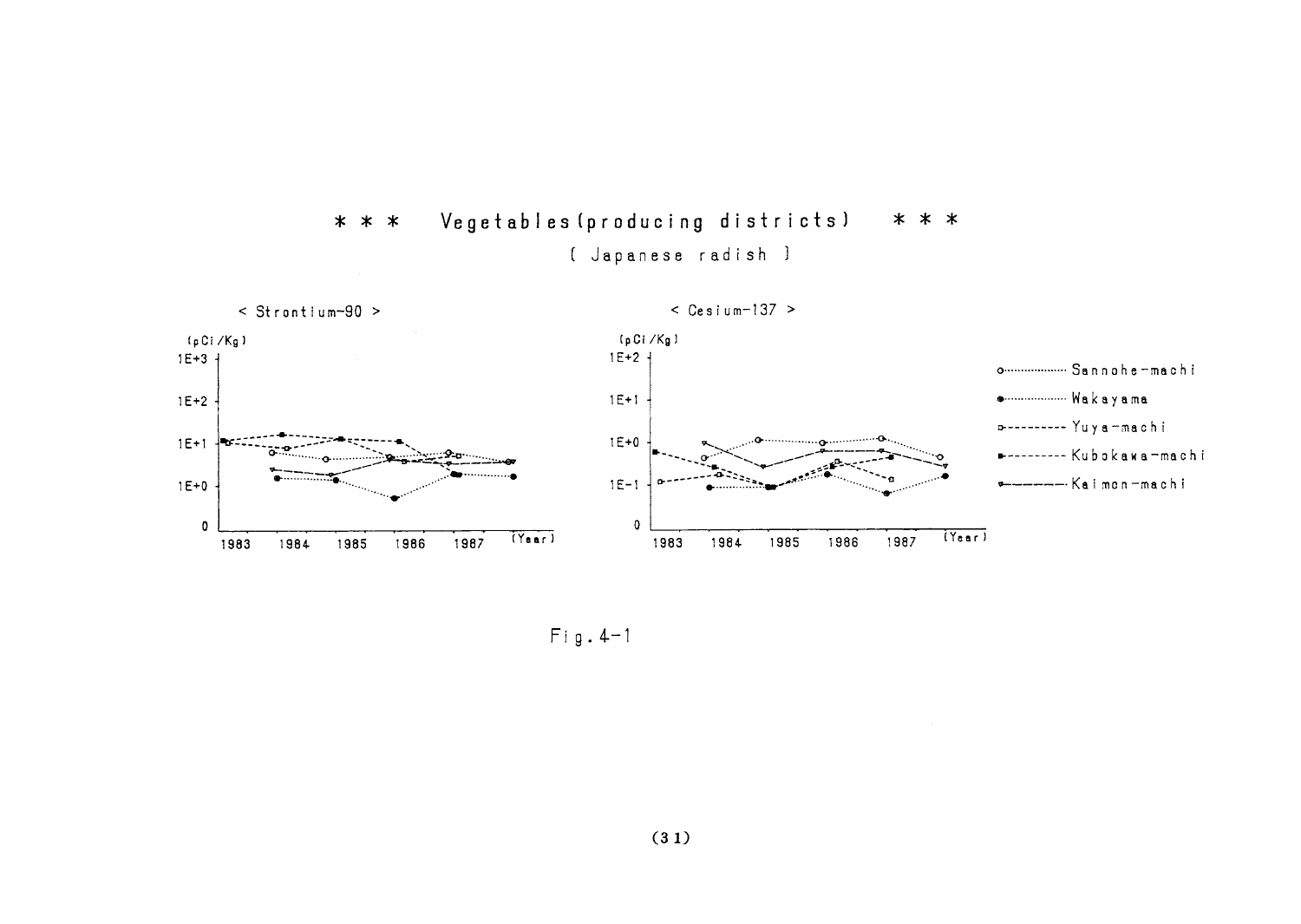# * * * Vegetables (producing districts) * * *

( Japanese radish )

< Strontium-90 >

(pCi/Kg)

1E+3

1E+2

1E+1

1E+0

0

1983 1984 1985 1986 1987 (Year)

< Cesium-137 >

(pCi/Kg)

1E+2

1E+1

1E+0

1E-1

0

1983 1984 1985 1986 1987 (Year)

Sannohe-machi

Wakayama

Yuya-machi

Kubokawa-machi

Kaimon-machi

Fig. 4-1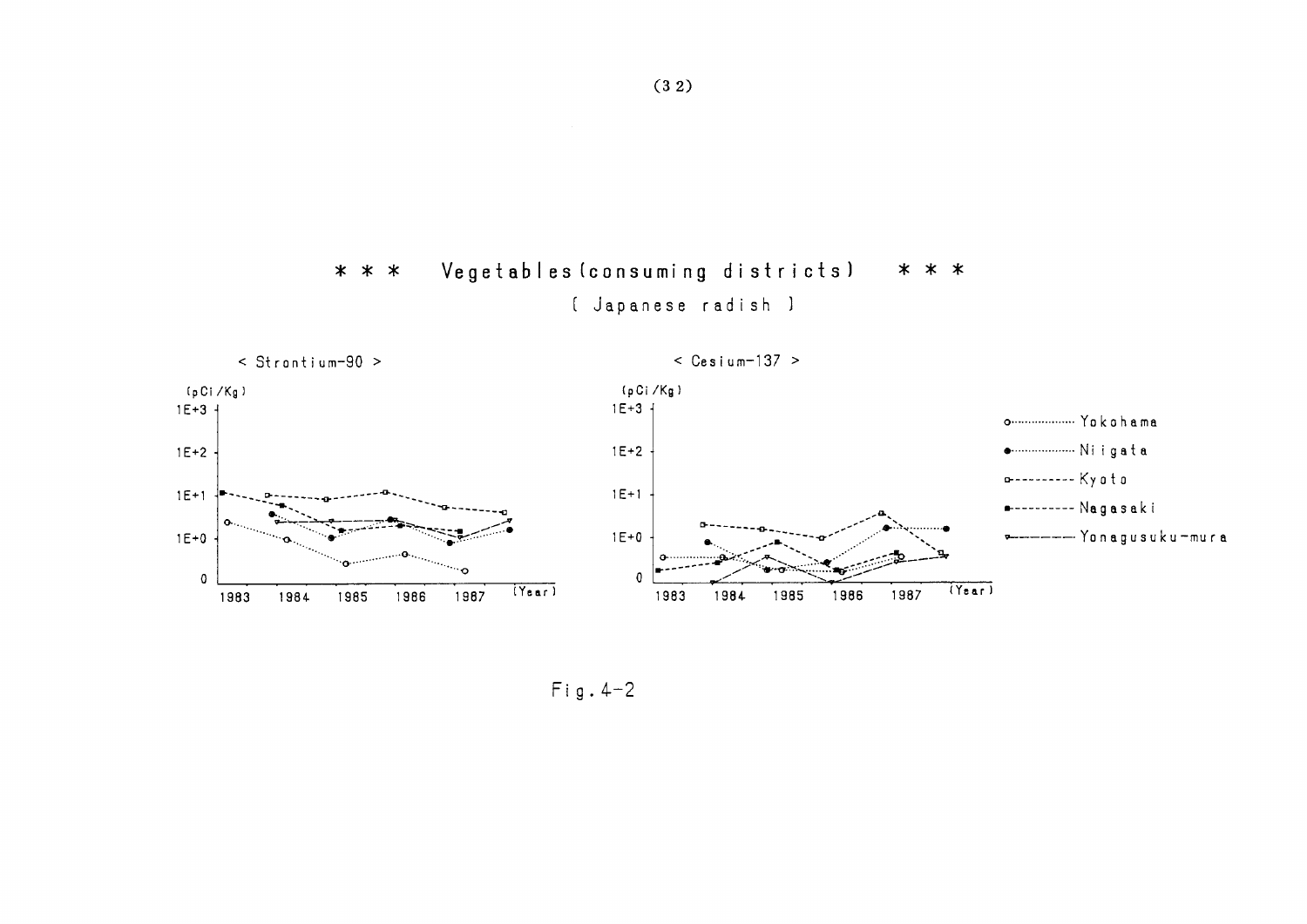# * * * Vegetables (consuming districts) * * *

## ( Japanese radish )

< Strontium-90 >

(pCi/Kg)

1E+3

1E+2

1E+1

1E+0

0

1983 1984 1985 1986 1987 (Year)

< Cesium-137 >

(pCi/Kg)

1E+3

1E+2

1E+1

1E+0

0

1983 1984 1985 1986 1987 (Year)

- Yokohama
- Niigata
- Kyoto
- Nagasaki
- Yonagusuku-mura

Fig. 4-2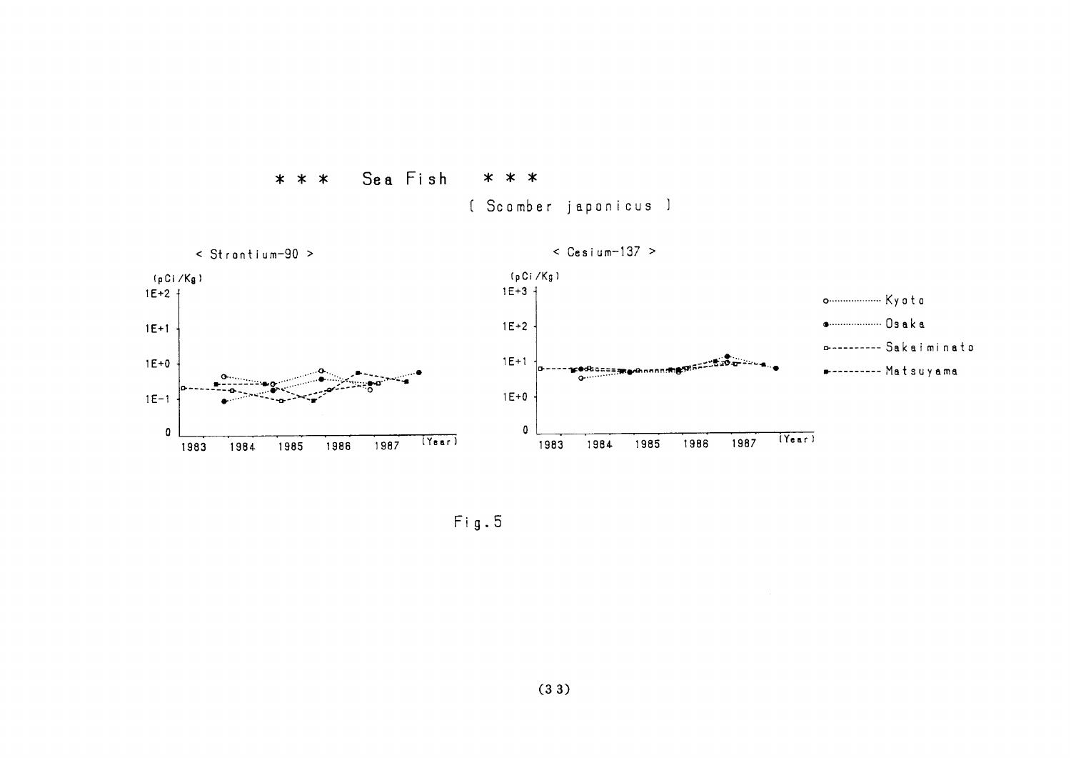# * * *  Sea Fish  * * *

( Scomber japonicus )

< Strontium-90 >

(pCi/Kg)

1E+2, 1E+1, 1E+0, 1E-1, 0

1983 1984 1985 1986 1987 (Year)

< Cesium-137 >

(pCi/Kg)

1E+3, 1E+2, 1E+1, 1E+0, 0

1983 1984 1985 1986 1987 (Year)

- Kyoto
- Osaka
- Sakaiminato
- Matsuyama

Fig.5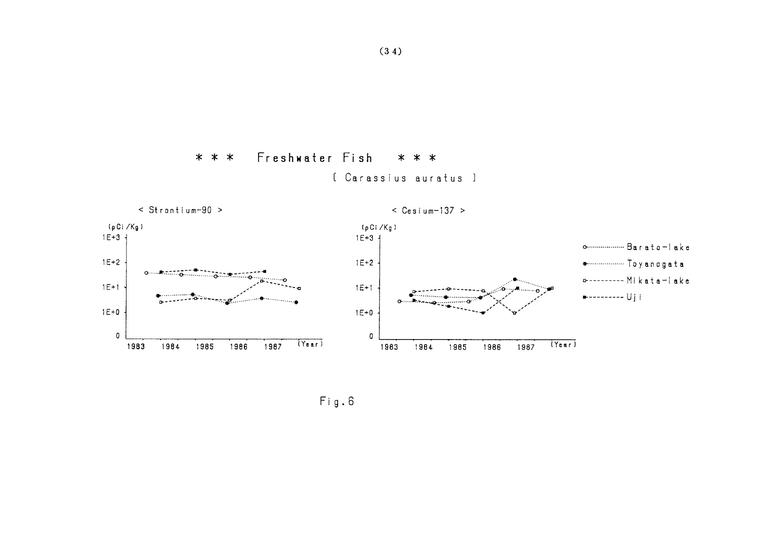# * * * Freshwater Fish * * *

( Carassius auratus )

< Strontium-90 >

(pCi/Kg)

1E+3

1E+2

1E+1

1E+0

0

1983 1984 1985 1986 1987 (Year)

< Cesium-137 >

(pCi/Kg)

1E+3

1E+2

1E+1

1E+0

0

1983 1984 1985 1986 1987 (Year)

Barato-lake

Toyanogata

Mikata-lake

Uji

Fig.6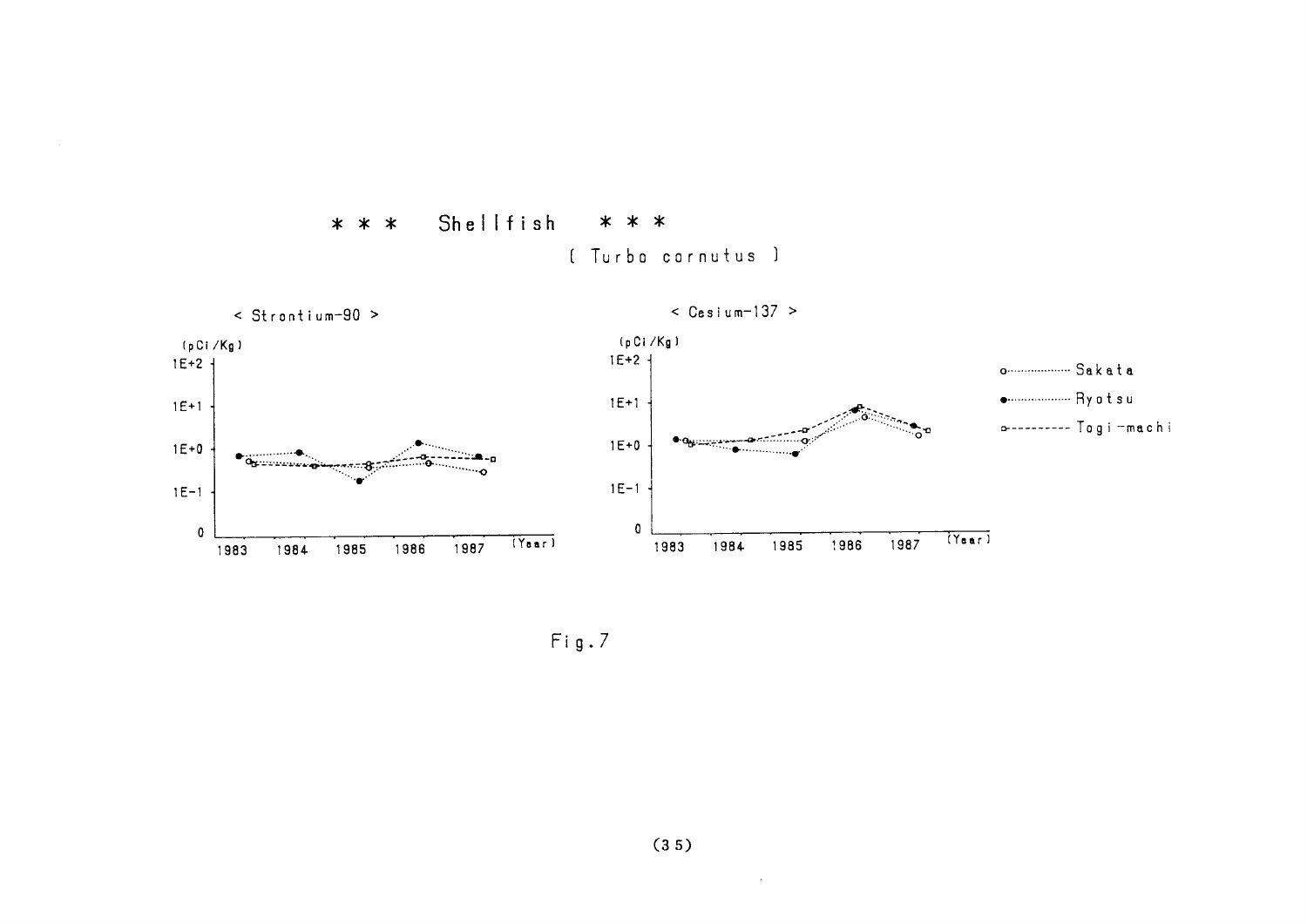# *** Shellfish ***

( Turbo cornutus )

< Strontium-90 >

(pCi/Kg)

1E+2
1E+1
1E+0
1E-1
0

1983 1984 1985 1986 1987 (Year)

< Cesium-137 >

(pCi/Kg)

1E+2
1E+1
1E+0
1E-1
0

1983 1984 1985 1986 1987 (Year)

○ Sakata
● Ryotsu
□ Togi-machi

Fig.7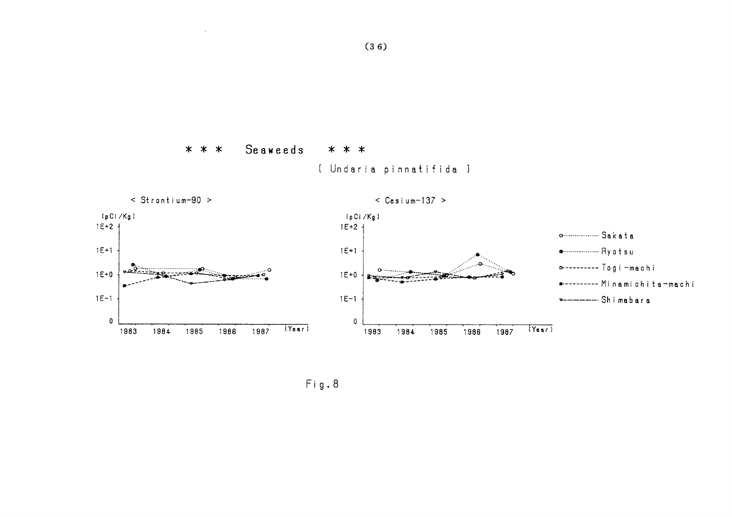# *** Seaweeds ***

[ Undaria pinnatifida ]

< Strontium-90 >

< Cesium-137 >

Fig.8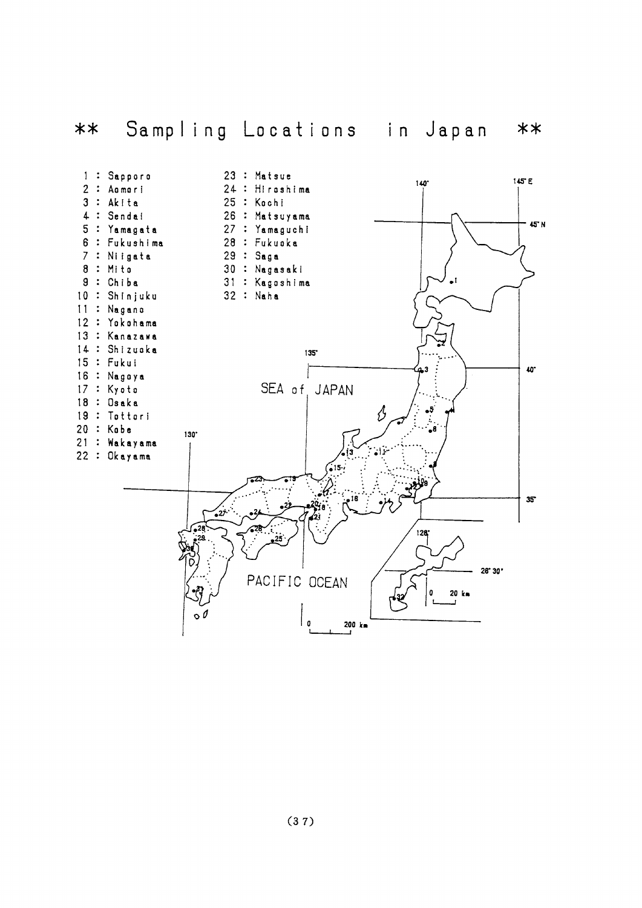# ** Sampling Locations in Japan **

1 : Sapporo
2 : Aomori
3 : Akita
4 : Sendai
5 : Yamagata
6 : Fukushima
7 : Niigata
8 : Mito
9 : Chiba
10 : Shinjuku
11 : Nagano
12 : Yokohama
13 : Kanazawa
14 : Shizuoka
15 : Fukui
16 : Nagoya
17 : Kyoto
18 : Osaka
19 : Tottori
20 : Kobe
21 : Wakayama
22 : Okayama
23 : Matsue
24 : Hiroshima
25 : Kochi
26 : Matsuyama
27 : Yamaguchi
28 : Fukuoka
29 : Saga
30 : Nagasaki
31 : Kagoshima
32 : Naha

140°
145°E
45°N
135°
40°
SEA of JAPAN
130°
35°
128°
26°30'
0 20 km
PACIFIC OCEAN
0 200 km